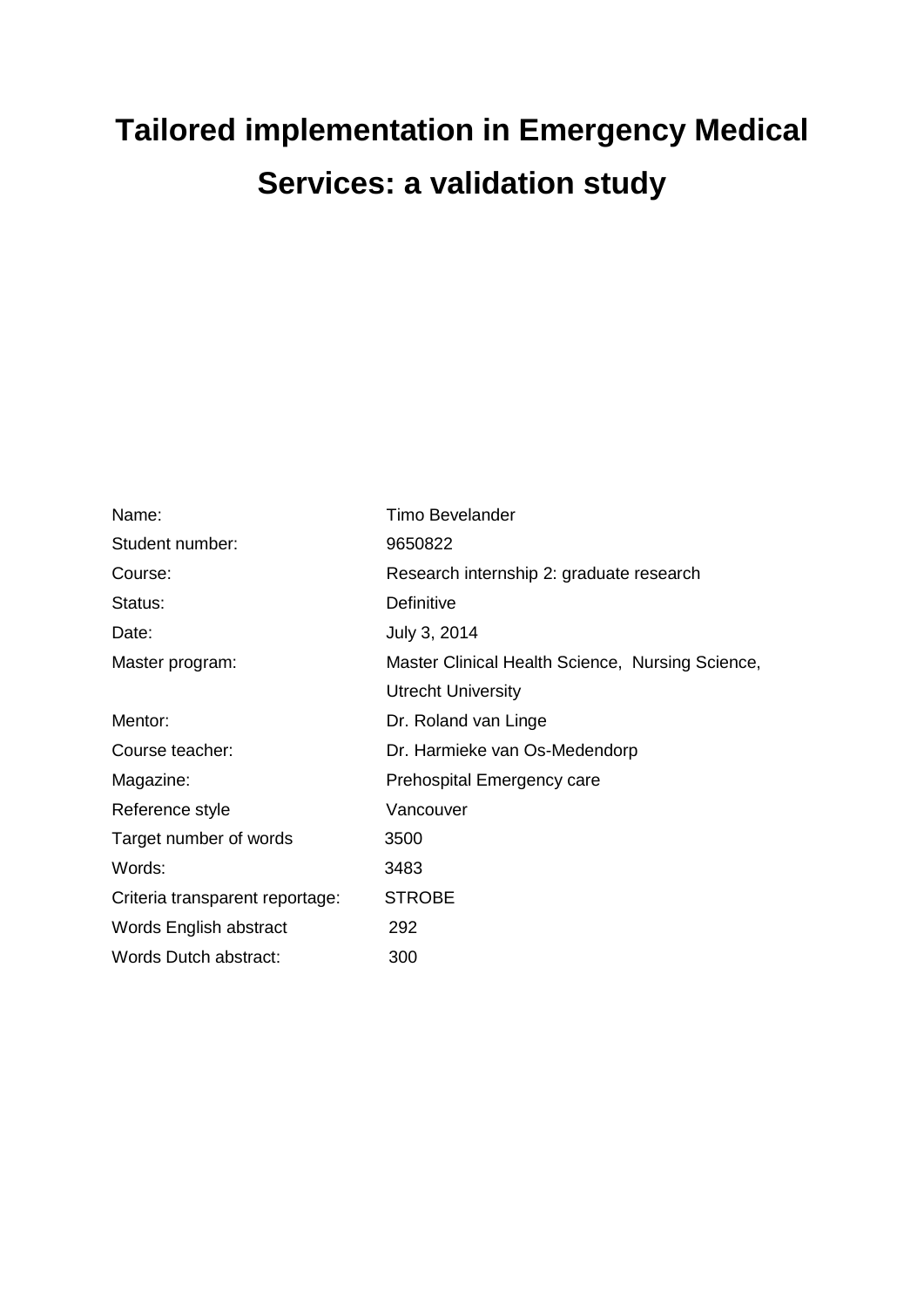# Tailored implementation in Emergency Medical Services: a validation study

| | |
|---|---|
| Name: | Timo Bevelander |
| Student number: | 9650822 |
| Course: | Research internship 2: graduate research |
| Status: | Definitive |
| Date: | July 3, 2014 |
| Master program: | Master Clinical Health Science, Nursing Science, Utrecht University |
| Mentor: | Dr. Roland van Linge |
| Course teacher: | Dr. Harmieke van Os-Medendorp |
| Magazine: | Prehospital Emergency care |
| Reference style | Vancouver |
| Target number of words | 3500 |
| Words: | 3483 |
| Criteria transparent reportage: | STROBE |
| Words English abstract | 292 |
| Words Dutch abstract: | 300 |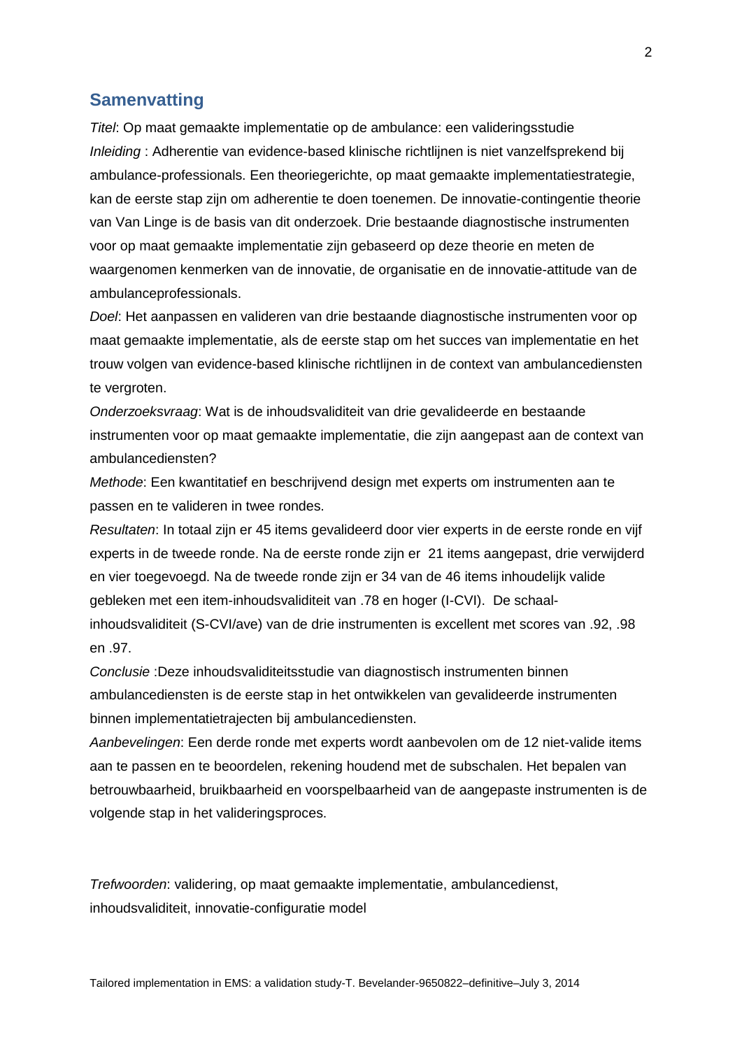## Samenvatting

*Titel*: Op maat gemaakte implementatie op de ambulance: een valideringsstudie

*Inleiding* : Adherentie van evidence-based klinische richtlijnen is niet vanzelfsprekend bij ambulance-professionals. Een theoriegerichte, op maat gemaakte implementatiestrategie, kan de eerste stap zijn om adherentie te doen toenemen. De innovatie-contingentie theorie van Van Linge is de basis van dit onderzoek. Drie bestaande diagnostische instrumenten voor op maat gemaakte implementatie zijn gebaseerd op deze theorie en meten de waargenomen kenmerken van de innovatie, de organisatie en de innovatie-attitude van de ambulanceprofessionals.

*Doel*: Het aanpassen en valideren van drie bestaande diagnostische instrumenten voor op maat gemaakte implementatie, als de eerste stap om het succes van implementatie en het trouw volgen van evidence-based klinische richtlijnen in de context van ambulancediensten te vergroten.

*Onderzoeksvraag*: Wat is de inhoudsvaliditeit van drie gevalideerde en bestaande instrumenten voor op maat gemaakte implementatie, die zijn aangepast aan de context van ambulancediensten?

*Methode*: Een kwantitatief en beschrijvend design met experts om instrumenten aan te passen en te valideren in twee rondes.

*Resultaten*: In totaal zijn er 45 items gevalideerd door vier experts in de eerste ronde en vijf experts in de tweede ronde. Na de eerste ronde zijn er 21 items aangepast, drie verwijderd en vier toegevoegd. Na de tweede ronde zijn er 34 van de 46 items inhoudelijk valide gebleken met een item-inhoudsvaliditeit van .78 en hoger (I-CVI). De schaal-inhoudsvaliditeit (S-CVI/ave) van de drie instrumenten is excellent met scores van .92, .98 en .97.

*Conclusie* :Deze inhoudsvaliditeitsstudie van diagnostisch instrumenten binnen ambulancediensten is de eerste stap in het ontwikkelen van gevalideerde instrumenten binnen implementatietrajecten bij ambulancediensten.

*Aanbevelingen*: Een derde ronde met experts wordt aanbevolen om de 12 niet-valide items aan te passen en te beoordelen, rekening houdend met de subschalen. Het bepalen van betrouwbaarheid, bruikbaarheid en voorspelbaarheid van de aangepaste instrumenten is de volgende stap in het valideringsproces.

*Trefwoorden*: validering, op maat gemaakte implementatie, ambulancedienst, inhoudsvaliditeit, innovatie-configuratie model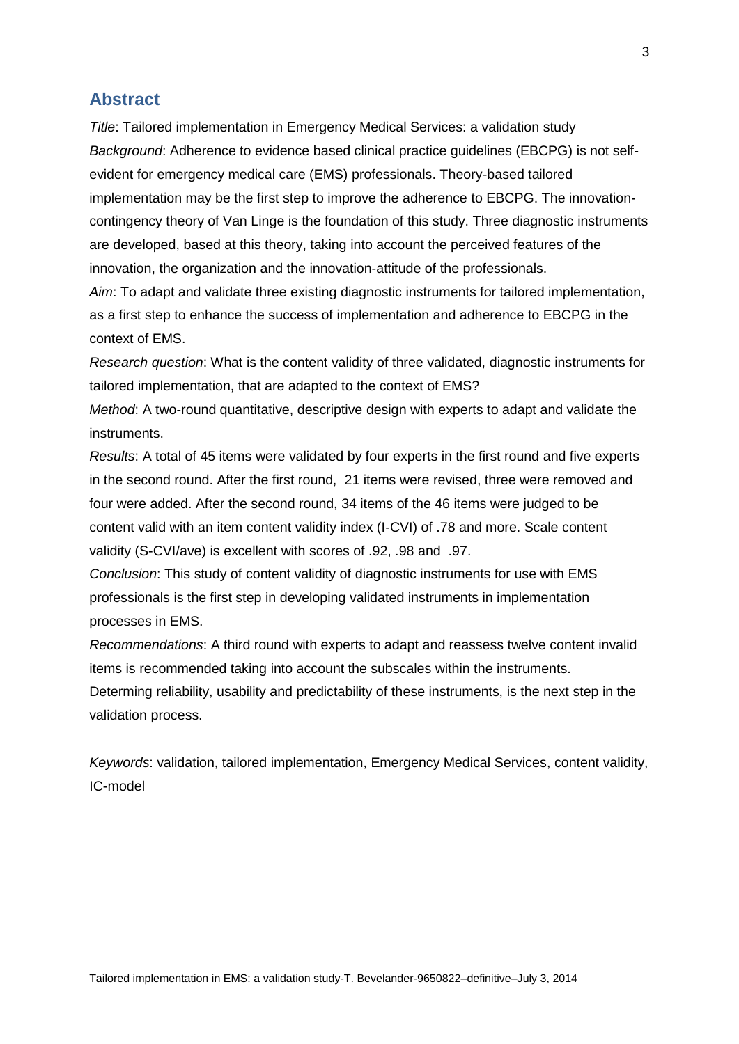## Abstract

*Title*: Tailored implementation in Emergency Medical Services: a validation study

*Background*: Adherence to evidence based clinical practice guidelines (EBCPG) is not self-evident for emergency medical care (EMS) professionals. Theory-based tailored implementation may be the first step to improve the adherence to EBCPG. The innovation-contingency theory of Van Linge is the foundation of this study. Three diagnostic instruments are developed, based at this theory, taking into account the perceived features of the innovation, the organization and the innovation-attitude of the professionals.

*Aim*: To adapt and validate three existing diagnostic instruments for tailored implementation, as a first step to enhance the success of implementation and adherence to EBCPG in the context of EMS.

*Research question*: What is the content validity of three validated, diagnostic instruments for tailored implementation, that are adapted to the context of EMS?

*Method*: A two-round quantitative, descriptive design with experts to adapt and validate the instruments.

*Results*: A total of 45 items were validated by four experts in the first round and five experts in the second round. After the first round, 21 items were revised, three were removed and four were added. After the second round, 34 items of the 46 items were judged to be content valid with an item content validity index (I-CVI) of .78 and more. Scale content validity (S-CVI/ave) is excellent with scores of .92, .98 and .97.

*Conclusion*: This study of content validity of diagnostic instruments for use with EMS professionals is the first step in developing validated instruments in implementation processes in EMS.

*Recommendations*: A third round with experts to adapt and reassess twelve content invalid items is recommended taking into account the subscales within the instruments. Determing reliability, usability and predictability of these instruments, is the next step in the validation process.

*Keywords*: validation, tailored implementation, Emergency Medical Services, content validity, IC-model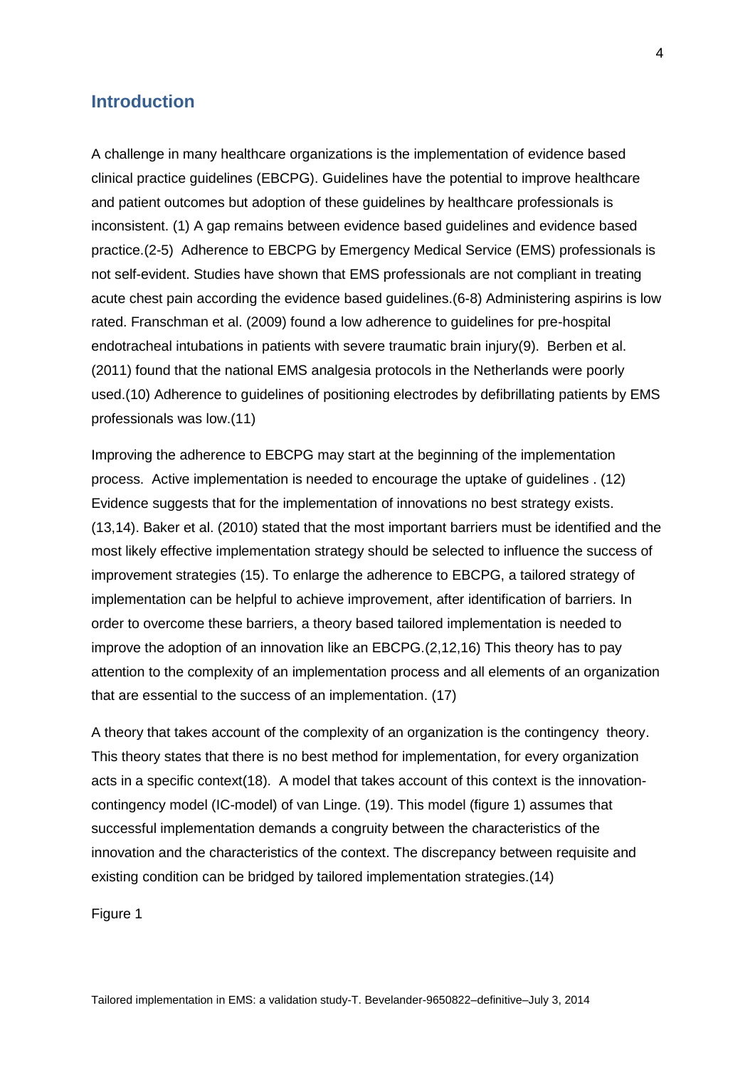## Introduction

A challenge in many healthcare organizations is the implementation of evidence based clinical practice guidelines (EBCPG). Guidelines have the potential to improve healthcare and patient outcomes but adoption of these guidelines by healthcare professionals is inconsistent. (1) A gap remains between evidence based guidelines and evidence based practice.(2-5) Adherence to EBCPG by Emergency Medical Service (EMS) professionals is not self-evident. Studies have shown that EMS professionals are not compliant in treating acute chest pain according the evidence based guidelines.(6-8) Administering aspirins is low rated. Franschman et al. (2009) found a low adherence to guidelines for pre-hospital endotracheal intubations in patients with severe traumatic brain injury(9). Berben et al. (2011) found that the national EMS analgesia protocols in the Netherlands were poorly used.(10) Adherence to guidelines of positioning electrodes by defibrillating patients by EMS professionals was low.(11)

Improving the adherence to EBCPG may start at the beginning of the implementation process. Active implementation is needed to encourage the uptake of guidelines . (12) Evidence suggests that for the implementation of innovations no best strategy exists. (13,14). Baker et al. (2010) stated that the most important barriers must be identified and the most likely effective implementation strategy should be selected to influence the success of improvement strategies (15). To enlarge the adherence to EBCPG, a tailored strategy of implementation can be helpful to achieve improvement, after identification of barriers. In order to overcome these barriers, a theory based tailored implementation is needed to improve the adoption of an innovation like an EBCPG.(2,12,16) This theory has to pay attention to the complexity of an implementation process and all elements of an organization that are essential to the success of an implementation. (17)

A theory that takes account of the complexity of an organization is the contingency theory. This theory states that there is no best method for implementation, for every organization acts in a specific context(18). A model that takes account of this context is the innovation-contingency model (IC-model) of van Linge. (19). This model (figure 1) assumes that successful implementation demands a congruity between the characteristics of the innovation and the characteristics of the context. The discrepancy between requisite and existing condition can be bridged by tailored implementation strategies.(14)

Figure 1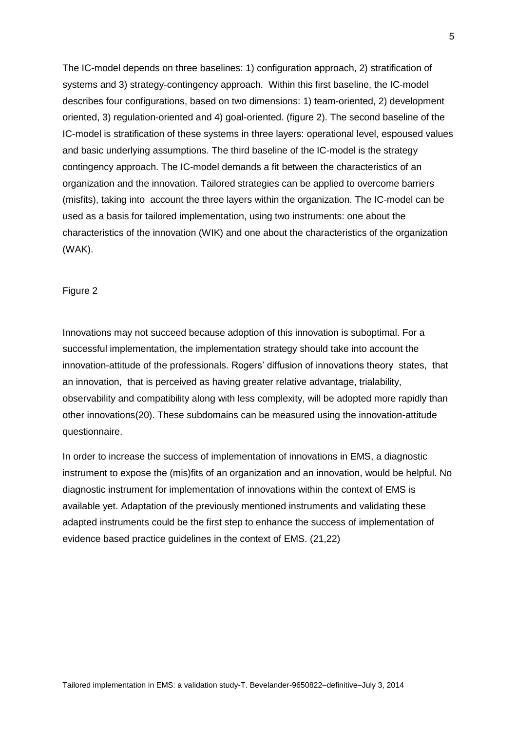The IC-model depends on three baselines: 1) configuration approach, 2) stratification of systems and 3) strategy-contingency approach. Within this first baseline, the IC-model describes four configurations, based on two dimensions: 1) team-oriented, 2) development oriented, 3) regulation-oriented and 4) goal-oriented. (figure 2). The second baseline of the IC-model is stratification of these systems in three layers: operational level, espoused values and basic underlying assumptions. The third baseline of the IC-model is the strategy contingency approach. The IC-model demands a fit between the characteristics of an organization and the innovation. Tailored strategies can be applied to overcome barriers (misfits), taking into account the three layers within the organization. The IC-model can be used as a basis for tailored implementation, using two instruments: one about the characteristics of the innovation (WIK) and one about the characteristics of the organization (WAK).

Figure 2

Innovations may not succeed because adoption of this innovation is suboptimal. For a successful implementation, the implementation strategy should take into account the innovation-attitude of the professionals. Rogers' diffusion of innovations theory states, that an innovation, that is perceived as having greater relative advantage, trialability, observability and compatibility along with less complexity, will be adopted more rapidly than other innovations(20). These subdomains can be measured using the innovation-attitude questionnaire.

In order to increase the success of implementation of innovations in EMS, a diagnostic instrument to expose the (mis)fits of an organization and an innovation, would be helpful. No diagnostic instrument for implementation of innovations within the context of EMS is available yet. Adaptation of the previously mentioned instruments and validating these adapted instruments could be the first step to enhance the success of implementation of evidence based practice guidelines in the context of EMS. (21,22)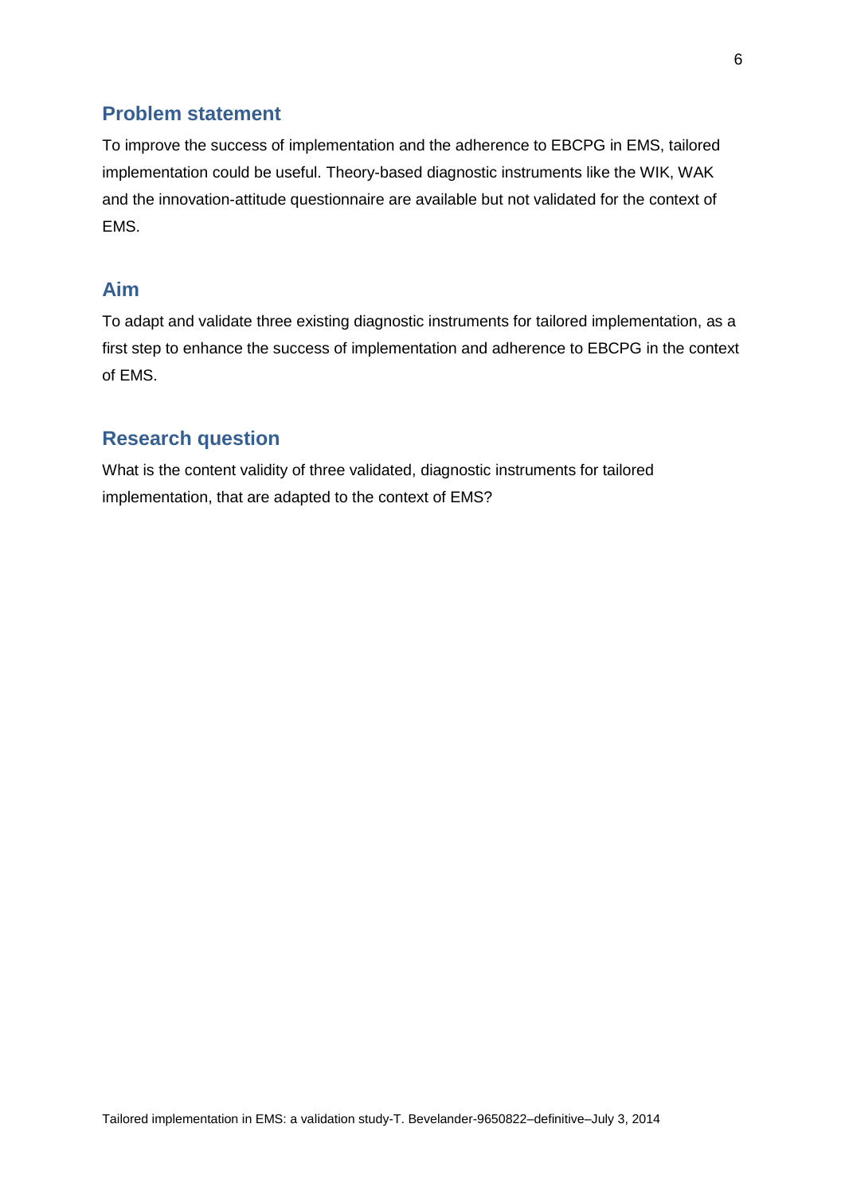## Problem statement

To improve the success of implementation and the adherence to EBCPG in EMS, tailored implementation could be useful. Theory-based diagnostic instruments like the WIK, WAK and the innovation-attitude questionnaire are available but not validated for the context of EMS.

## Aim

To adapt and validate three existing diagnostic instruments for tailored implementation, as a first step to enhance the success of implementation and adherence to EBCPG in the context of EMS.

## Research question

What is the content validity of three validated, diagnostic instruments for tailored implementation, that are adapted to the context of EMS?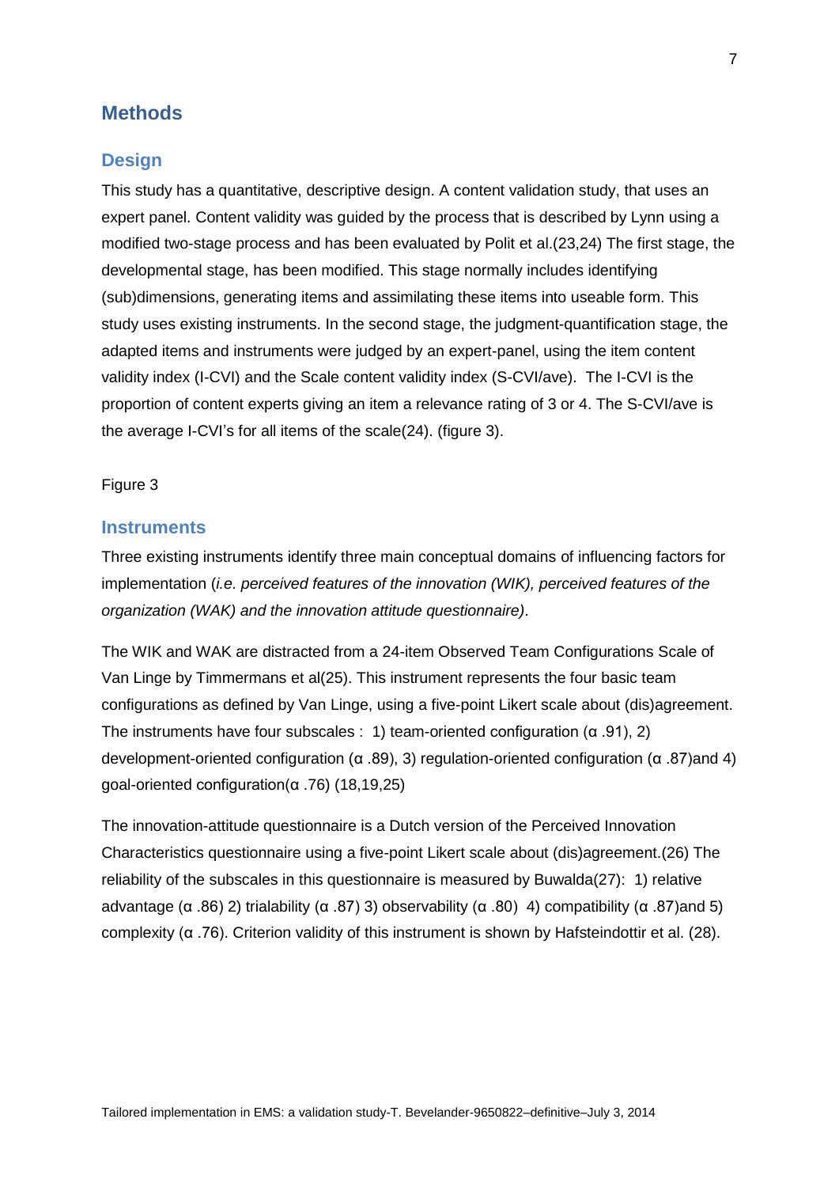# Methods

## Design

This study has a quantitative, descriptive design. A content validation study, that uses an expert panel. Content validity was guided by the process that is described by Lynn using a modified two-stage process and has been evaluated by Polit et al.(23,24) The first stage, the developmental stage, has been modified. This stage normally includes identifying (sub)dimensions, generating items and assimilating these items into useable form. This study uses existing instruments. In the second stage, the judgment-quantification stage, the adapted items and instruments were judged by an expert-panel, using the item content validity index (I-CVI) and the Scale content validity index (S-CVI/ave). The I-CVI is the proportion of content experts giving an item a relevance rating of 3 or 4. The S-CVI/ave is the average I-CVI's for all items of the scale(24). (figure 3).

Figure 3

## Instruments

Three existing instruments identify three main conceptual domains of influencing factors for implementation (*i.e. perceived features of the innovation (WIK), perceived features of the organization (WAK) and the innovation attitude questionnaire)*.

The WIK and WAK are distracted from a 24-item Observed Team Configurations Scale of Van Linge by Timmermans et al(25). This instrument represents the four basic team configurations as defined by Van Linge, using a five-point Likert scale about (dis)agreement. The instruments have four subscales : 1) team-oriented configuration (α .91), 2) development-oriented configuration (α .89), 3) regulation-oriented configuration (α .87)and 4) goal-oriented configuration(α .76) (18,19,25)

The innovation-attitude questionnaire is a Dutch version of the Perceived Innovation Characteristics questionnaire using a five-point Likert scale about (dis)agreement.(26) The reliability of the subscales in this questionnaire is measured by Buwalda(27): 1) relative advantage (α .86) 2) trialability (α .87) 3) observability (α .80) 4) compatibility (α .87)and 5) complexity (α .76). Criterion validity of this instrument is shown by Hafsteindottir et al. (28).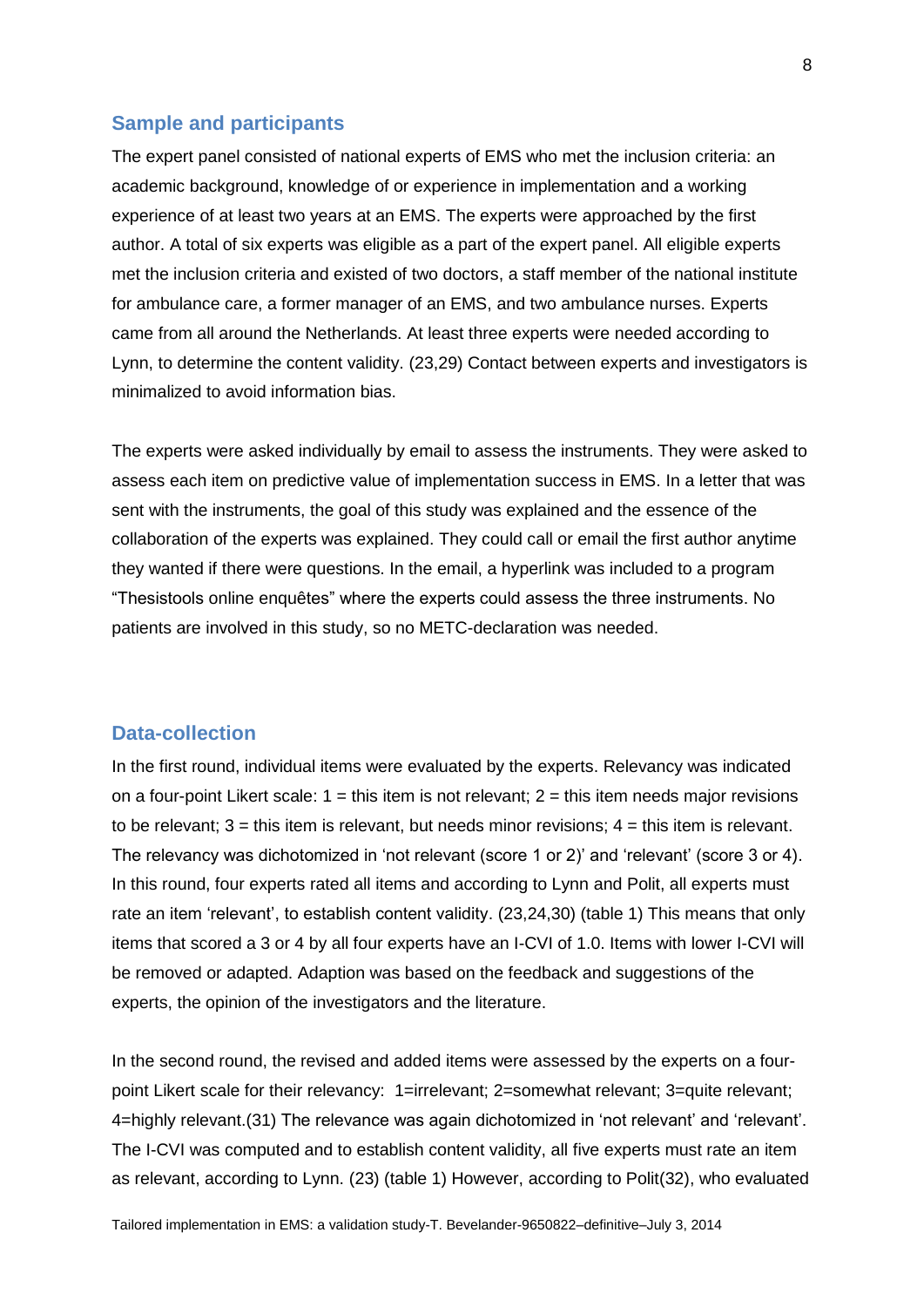## Sample and participants

The expert panel consisted of national experts of EMS who met the inclusion criteria: an academic background, knowledge of or experience in implementation and a working experience of at least two years at an EMS. The experts were approached by the first author. A total of six experts was eligible as a part of the expert panel. All eligible experts met the inclusion criteria and existed of two doctors, a staff member of the national institute for ambulance care, a former manager of an EMS, and two ambulance nurses. Experts came from all around the Netherlands. At least three experts were needed according to Lynn, to determine the content validity. (23,29) Contact between experts and investigators is minimalized to avoid information bias.

The experts were asked individually by email to assess the instruments. They were asked to assess each item on predictive value of implementation success in EMS. In a letter that was sent with the instruments, the goal of this study was explained and the essence of the collaboration of the experts was explained. They could call or email the first author anytime they wanted if there were questions. In the email, a hyperlink was included to a program "Thesistools online enquêtes" where the experts could assess the three instruments. No patients are involved in this study, so no METC-declaration was needed.

## Data-collection

In the first round, individual items were evaluated by the experts. Relevancy was indicated on a four-point Likert scale: 1 = this item is not relevant; 2 = this item needs major revisions to be relevant; 3 = this item is relevant, but needs minor revisions; 4 = this item is relevant. The relevancy was dichotomized in 'not relevant (score 1 or 2)' and 'relevant' (score 3 or 4). In this round, four experts rated all items and according to Lynn and Polit, all experts must rate an item 'relevant', to establish content validity. (23,24,30) (table 1) This means that only items that scored a 3 or 4 by all four experts have an I-CVI of 1.0. Items with lower I-CVI will be removed or adapted. Adaption was based on the feedback and suggestions of the experts, the opinion of the investigators and the literature.

In the second round, the revised and added items were assessed by the experts on a four-point Likert scale for their relevancy: 1=irrelevant; 2=somewhat relevant; 3=quite relevant; 4=highly relevant.(31) The relevance was again dichotomized in 'not relevant' and 'relevant'. The I-CVI was computed and to establish content validity, all five experts must rate an item as relevant, according to Lynn. (23) (table 1) However, according to Polit(32), who evaluated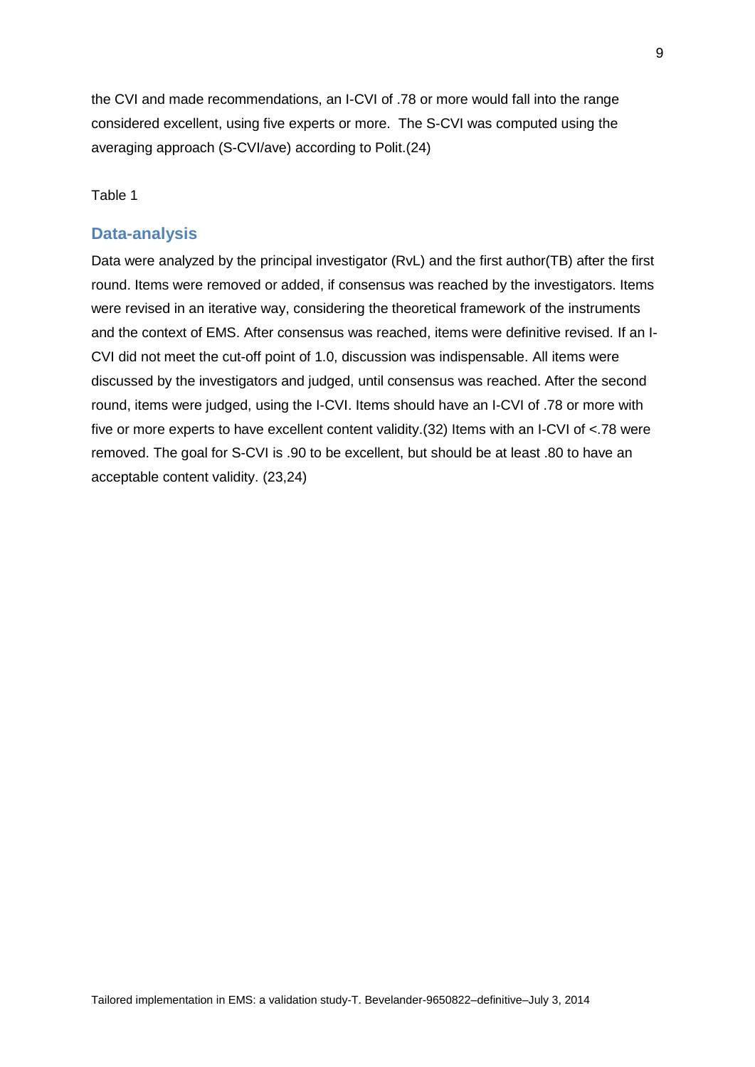the CVI and made recommendations, an I-CVI of .78 or more would fall into the range considered excellent, using five experts or more. The S-CVI was computed using the averaging approach (S-CVI/ave) according to Polit.(24)

Table 1

## Data-analysis

Data were analyzed by the principal investigator (RvL) and the first author(TB) after the first round. Items were removed or added, if consensus was reached by the investigators. Items were revised in an iterative way, considering the theoretical framework of the instruments and the context of EMS. After consensus was reached, items were definitive revised. If an I-CVI did not meet the cut-off point of 1.0, discussion was indispensable. All items were discussed by the investigators and judged, until consensus was reached. After the second round, items were judged, using the I-CVI. Items should have an I-CVI of .78 or more with five or more experts to have excellent content validity.(32) Items with an I-CVI of <.78 were removed. The goal for S-CVI is .90 to be excellent, but should be at least .80 to have an acceptable content validity. (23,24)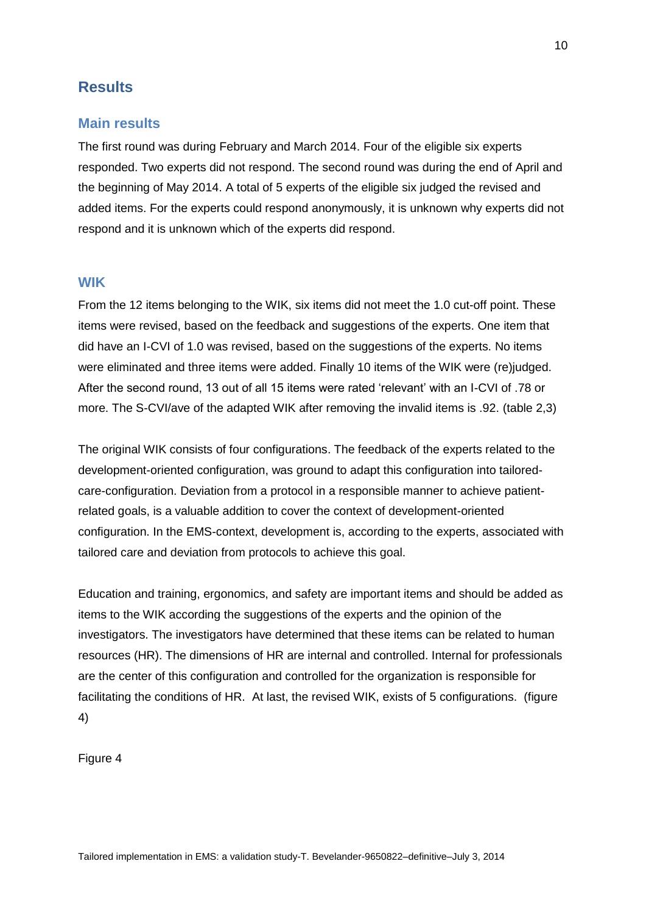# Results

## Main results

The first round was during February and March 2014. Four of the eligible six experts responded. Two experts did not respond. The second round was during the end of April and the beginning of May 2014. A total of 5 experts of the eligible six judged the revised and added items. For the experts could respond anonymously, it is unknown why experts did not respond and it is unknown which of the experts did respond.

## WIK

From the 12 items belonging to the WIK, six items did not meet the 1.0 cut-off point. These items were revised, based on the feedback and suggestions of the experts. One item that did have an I-CVI of 1.0 was revised, based on the suggestions of the experts. No items were eliminated and three items were added. Finally 10 items of the WIK were (re)judged. After the second round, 13 out of all 15 items were rated 'relevant' with an I-CVI of .78 or more. The S-CVI/ave of the adapted WIK after removing the invalid items is .92. (table 2,3)

The original WIK consists of four configurations. The feedback of the experts related to the development-oriented configuration, was ground to adapt this configuration into tailored-care-configuration. Deviation from a protocol in a responsible manner to achieve patient-related goals, is a valuable addition to cover the context of development-oriented configuration. In the EMS-context, development is, according to the experts, associated with tailored care and deviation from protocols to achieve this goal.

Education and training, ergonomics, and safety are important items and should be added as items to the WIK according the suggestions of the experts and the opinion of the investigators. The investigators have determined that these items can be related to human resources (HR). The dimensions of HR are internal and controlled. Internal for professionals are the center of this configuration and controlled for the organization is responsible for facilitating the conditions of HR. At last, the revised WIK, exists of 5 configurations. (figure 4)

Figure 4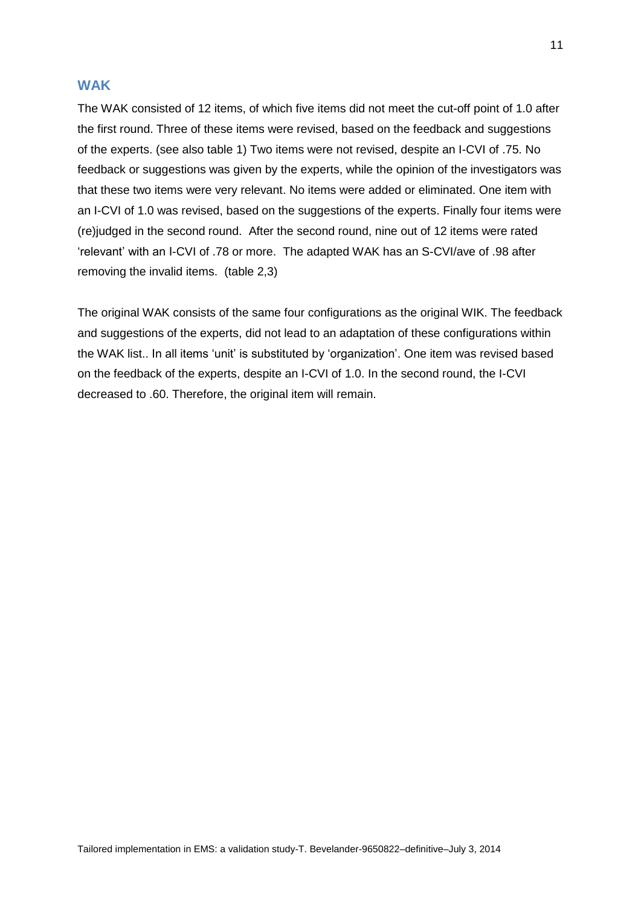## WAK

The WAK consisted of 12 items, of which five items did not meet the cut-off point of 1.0 after the first round. Three of these items were revised, based on the feedback and suggestions of the experts. (see also table 1) Two items were not revised, despite an I-CVI of .75. No feedback or suggestions was given by the experts, while the opinion of the investigators was that these two items were very relevant. No items were added or eliminated. One item with an I-CVI of 1.0 was revised, based on the suggestions of the experts. Finally four items were (re)judged in the second round. After the second round, nine out of 12 items were rated 'relevant' with an I-CVI of .78 or more. The adapted WAK has an S-CVI/ave of .98 after removing the invalid items. (table 2,3)

The original WAK consists of the same four configurations as the original WIK. The feedback and suggestions of the experts, did not lead to an adaptation of these configurations within the WAK list.. In all items 'unit' is substituted by 'organization'. One item was revised based on the feedback of the experts, despite an I-CVI of 1.0. In the second round, the I-CVI decreased to .60. Therefore, the original item will remain.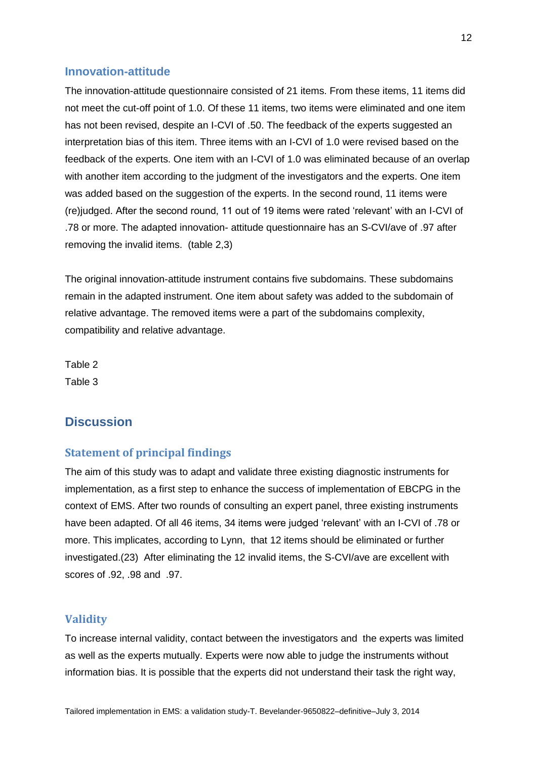### Innovation-attitude

The innovation-attitude questionnaire consisted of 21 items. From these items, 11 items did not meet the cut-off point of 1.0. Of these 11 items, two items were eliminated and one item has not been revised, despite an I-CVI of .50. The feedback of the experts suggested an interpretation bias of this item. Three items with an I-CVI of 1.0 were revised based on the feedback of the experts. One item with an I-CVI of 1.0 was eliminated because of an overlap with another item according to the judgment of the investigators and the experts. One item was added based on the suggestion of the experts. In the second round, 11 items were (re)judged. After the second round, 11 out of 19 items were rated 'relevant' with an I-CVI of .78 or more. The adapted innovation- attitude questionnaire has an S-CVI/ave of .97 after removing the invalid items. (table 2,3)

The original innovation-attitude instrument contains five subdomains. These subdomains remain in the adapted instrument. One item about safety was added to the subdomain of relative advantage. The removed items were a part of the subdomains complexity, compatibility and relative advantage.

Table 2

Table 3

## Discussion

### Statement of principal findings

The aim of this study was to adapt and validate three existing diagnostic instruments for implementation, as a first step to enhance the success of implementation of EBCPG in the context of EMS. After two rounds of consulting an expert panel, three existing instruments have been adapted. Of all 46 items, 34 items were judged 'relevant' with an I-CVI of .78 or more. This implicates, according to Lynn, that 12 items should be eliminated or further investigated.(23) After eliminating the 12 invalid items, the S-CVI/ave are excellent with scores of .92, .98 and .97.

### Validity

To increase internal validity, contact between the investigators and the experts was limited as well as the experts mutually. Experts were now able to judge the instruments without information bias. It is possible that the experts did not understand their task the right way,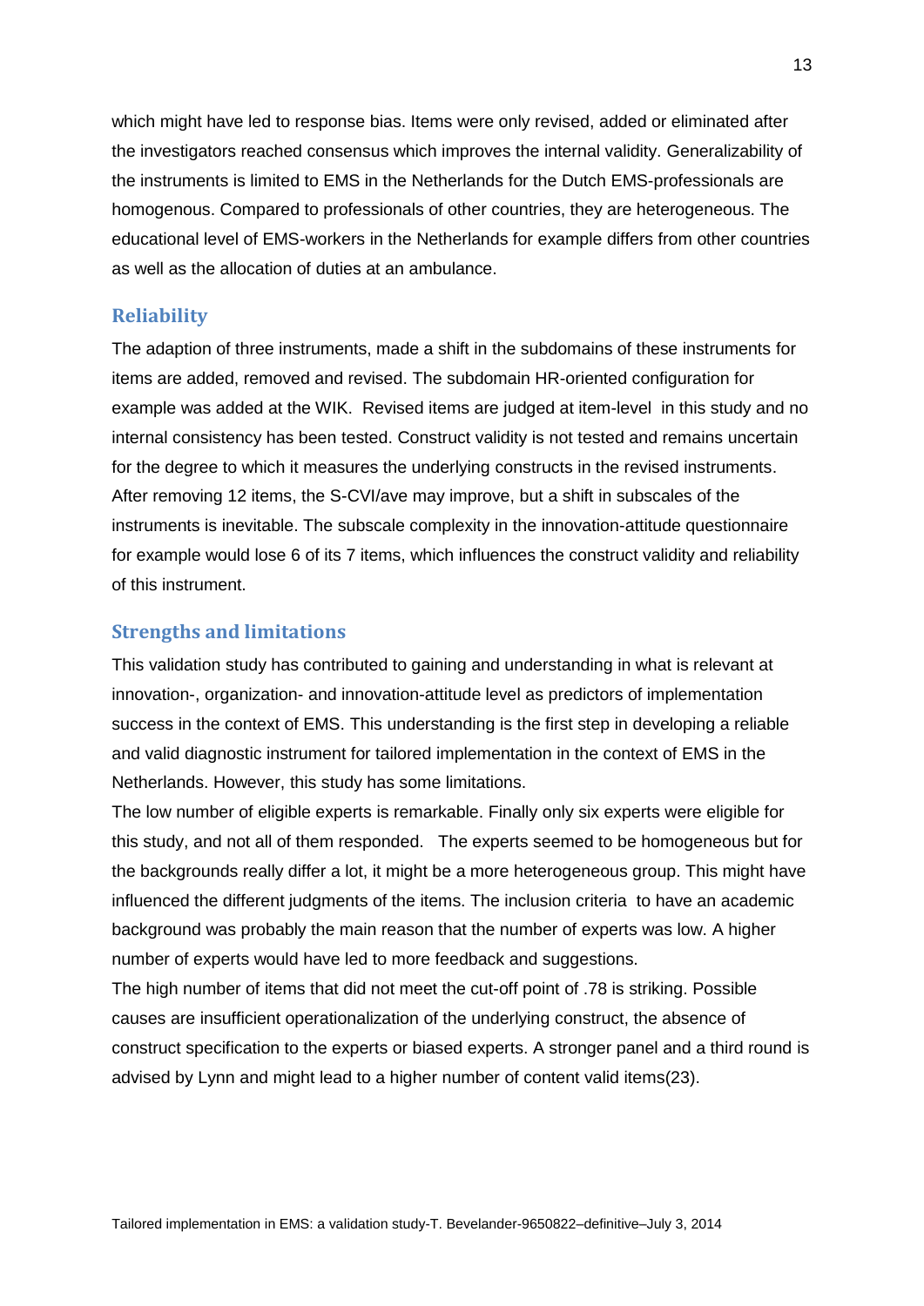which might have led to response bias. Items were only revised, added or eliminated after the investigators reached consensus which improves the internal validity. Generalizability of the instruments is limited to EMS in the Netherlands for the Dutch EMS-professionals are homogenous. Compared to professionals of other countries, they are heterogeneous. The educational level of EMS-workers in the Netherlands for example differs from other countries as well as the allocation of duties at an ambulance.

## Reliability

The adaption of three instruments, made a shift in the subdomains of these instruments for items are added, removed and revised. The subdomain HR-oriented configuration for example was added at the WIK. Revised items are judged at item-level in this study and no internal consistency has been tested. Construct validity is not tested and remains uncertain for the degree to which it measures the underlying constructs in the revised instruments. After removing 12 items, the S-CVI/ave may improve, but a shift in subscales of the instruments is inevitable. The subscale complexity in the innovation-attitude questionnaire for example would lose 6 of its 7 items, which influences the construct validity and reliability of this instrument.

## Strengths and limitations

This validation study has contributed to gaining and understanding in what is relevant at innovation-, organization- and innovation-attitude level as predictors of implementation success in the context of EMS. This understanding is the first step in developing a reliable and valid diagnostic instrument for tailored implementation in the context of EMS in the Netherlands. However, this study has some limitations.

The low number of eligible experts is remarkable. Finally only six experts were eligible for this study, and not all of them responded. The experts seemed to be homogeneous but for the backgrounds really differ a lot, it might be a more heterogeneous group. This might have influenced the different judgments of the items. The inclusion criteria to have an academic background was probably the main reason that the number of experts was low. A higher number of experts would have led to more feedback and suggestions.

The high number of items that did not meet the cut-off point of .78 is striking. Possible causes are insufficient operationalization of the underlying construct, the absence of construct specification to the experts or biased experts. A stronger panel and a third round is advised by Lynn and might lead to a higher number of content valid items(23).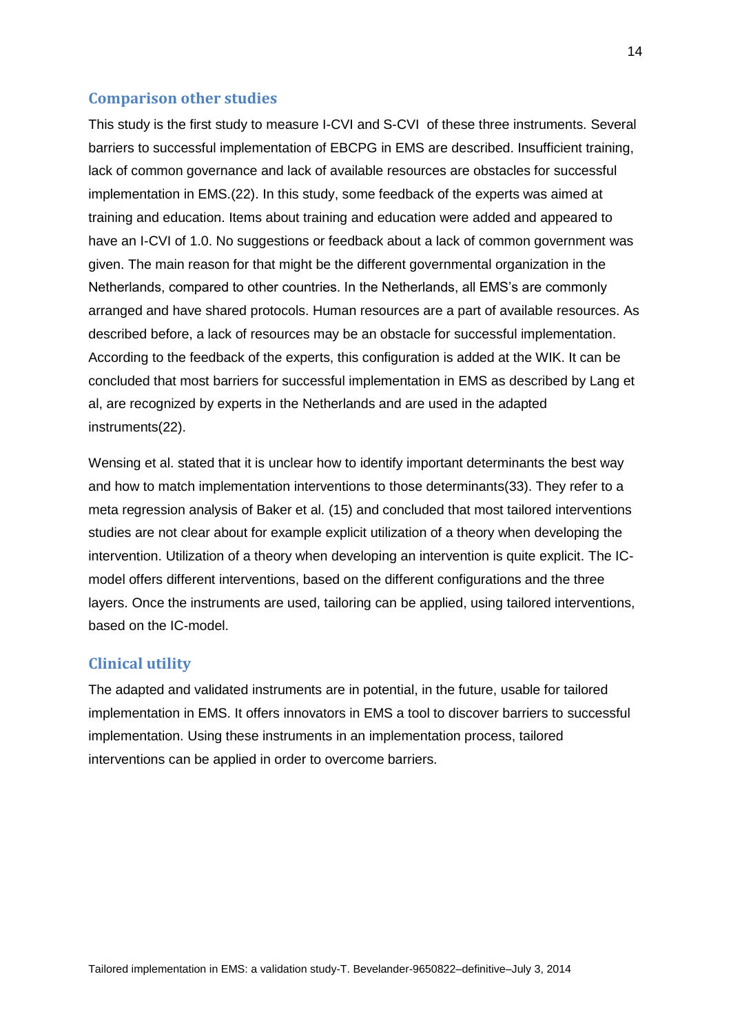## Comparison other studies

This study is the first study to measure I-CVI and S-CVI of these three instruments. Several barriers to successful implementation of EBCPG in EMS are described. Insufficient training, lack of common governance and lack of available resources are obstacles for successful implementation in EMS.(22). In this study, some feedback of the experts was aimed at training and education. Items about training and education were added and appeared to have an I-CVI of 1.0. No suggestions or feedback about a lack of common government was given. The main reason for that might be the different governmental organization in the Netherlands, compared to other countries. In the Netherlands, all EMS's are commonly arranged and have shared protocols. Human resources are a part of available resources. As described before, a lack of resources may be an obstacle for successful implementation. According to the feedback of the experts, this configuration is added at the WIK. It can be concluded that most barriers for successful implementation in EMS as described by Lang et al, are recognized by experts in the Netherlands and are used in the adapted instruments(22).

Wensing et al. stated that it is unclear how to identify important determinants the best way and how to match implementation interventions to those determinants(33). They refer to a meta regression analysis of Baker et al. (15) and concluded that most tailored interventions studies are not clear about for example explicit utilization of a theory when developing the intervention. Utilization of a theory when developing an intervention is quite explicit. The IC-model offers different interventions, based on the different configurations and the three layers. Once the instruments are used, tailoring can be applied, using tailored interventions, based on the IC-model.

## Clinical utility

The adapted and validated instruments are in potential, in the future, usable for tailored implementation in EMS. It offers innovators in EMS a tool to discover barriers to successful implementation. Using these instruments in an implementation process, tailored interventions can be applied in order to overcome barriers.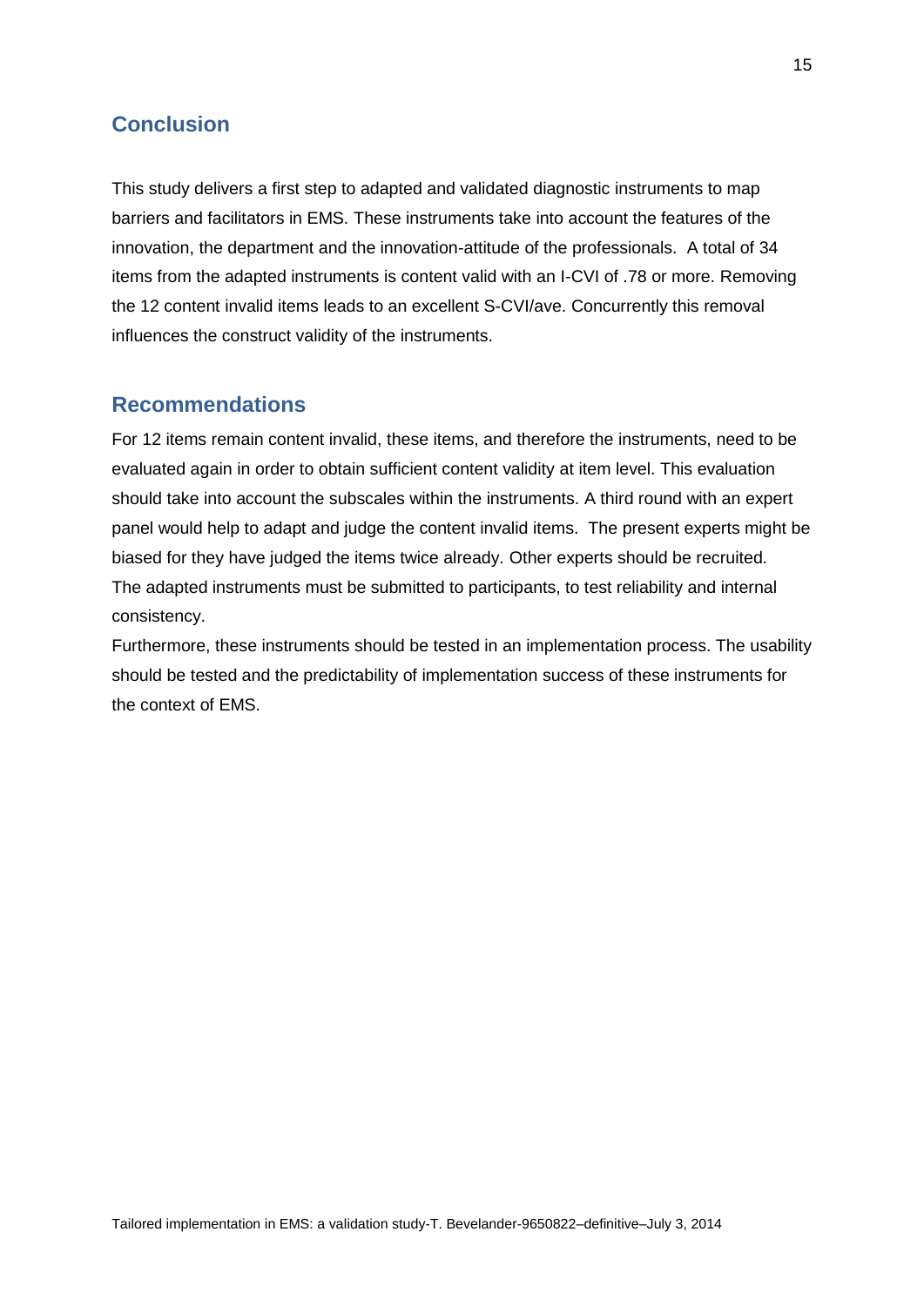## Conclusion

This study delivers a first step to adapted and validated diagnostic instruments to map barriers and facilitators in EMS. These instruments take into account the features of the innovation, the department and the innovation-attitude of the professionals. A total of 34 items from the adapted instruments is content valid with an I-CVI of .78 or more. Removing the 12 content invalid items leads to an excellent S-CVI/ave. Concurrently this removal influences the construct validity of the instruments.

## Recommendations

For 12 items remain content invalid, these items, and therefore the instruments, need to be evaluated again in order to obtain sufficient content validity at item level. This evaluation should take into account the subscales within the instruments. A third round with an expert panel would help to adapt and judge the content invalid items. The present experts might be biased for they have judged the items twice already. Other experts should be recruited. The adapted instruments must be submitted to participants, to test reliability and internal consistency.

Furthermore, these instruments should be tested in an implementation process. The usability should be tested and the predictability of implementation success of these instruments for the context of EMS.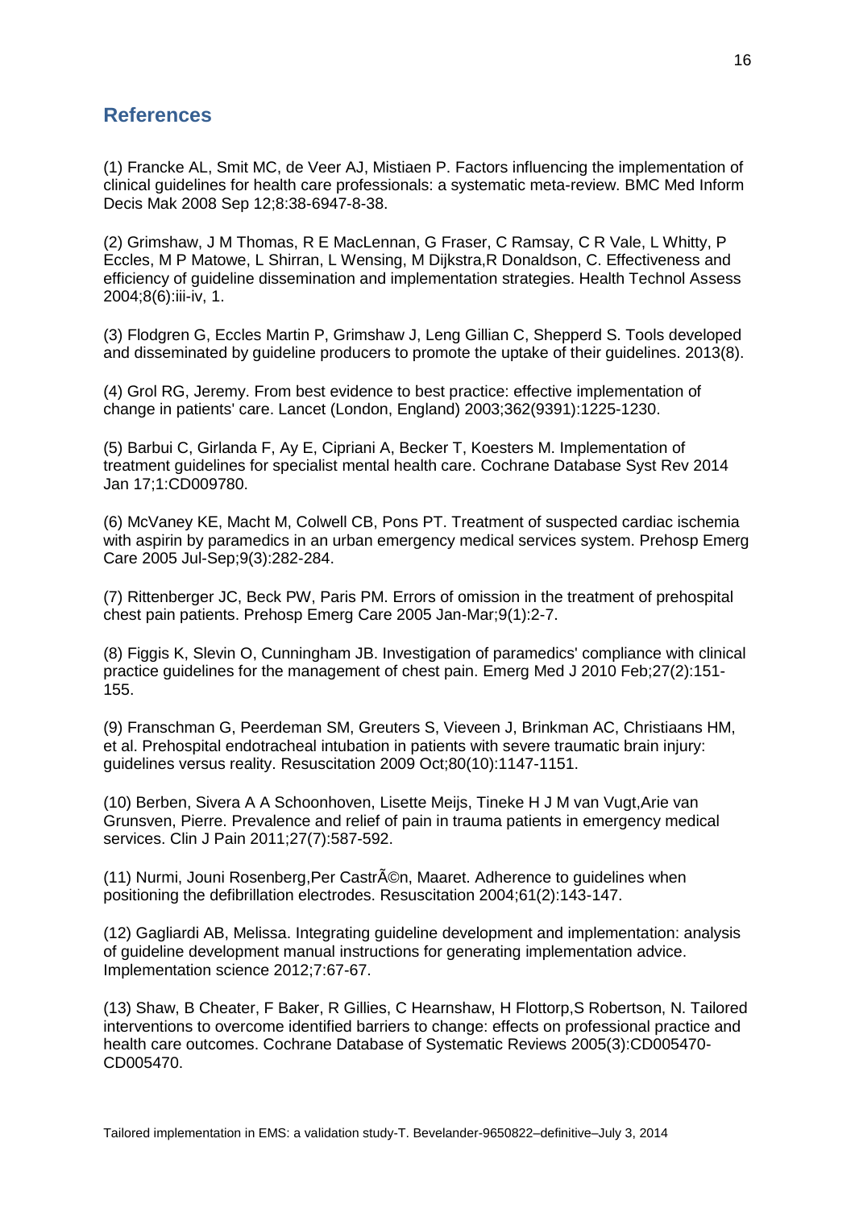## References

(1) Francke AL, Smit MC, de Veer AJ, Mistiaen P. Factors influencing the implementation of clinical guidelines for health care professionals: a systematic meta-review. BMC Med Inform Decis Mak 2008 Sep 12;8:38-6947-8-38.

(2) Grimshaw, J M Thomas, R E MacLennan, G Fraser, C Ramsay, C R Vale, L Whitty, P Eccles, M P Matowe, L Shirran, L Wensing, M Dijkstra,R Donaldson, C. Effectiveness and efficiency of guideline dissemination and implementation strategies. Health Technol Assess 2004;8(6):iii-iv, 1.

(3) Flodgren G, Eccles Martin P, Grimshaw J, Leng Gillian C, Shepperd S. Tools developed and disseminated by guideline producers to promote the uptake of their guidelines. 2013(8).

(4) Grol RG, Jeremy. From best evidence to best practice: effective implementation of change in patients' care. Lancet (London, England) 2003;362(9391):1225-1230.

(5) Barbui C, Girlanda F, Ay E, Cipriani A, Becker T, Koesters M. Implementation of treatment guidelines for specialist mental health care. Cochrane Database Syst Rev 2014 Jan 17;1:CD009780.

(6) McVaney KE, Macht M, Colwell CB, Pons PT. Treatment of suspected cardiac ischemia with aspirin by paramedics in an urban emergency medical services system. Prehosp Emerg Care 2005 Jul-Sep;9(3):282-284.

(7) Rittenberger JC, Beck PW, Paris PM. Errors of omission in the treatment of prehospital chest pain patients. Prehosp Emerg Care 2005 Jan-Mar;9(1):2-7.

(8) Figgis K, Slevin O, Cunningham JB. Investigation of paramedics' compliance with clinical practice guidelines for the management of chest pain. Emerg Med J 2010 Feb;27(2):151-155.

(9) Franschman G, Peerdeman SM, Greuters S, Vieveen J, Brinkman AC, Christiaans HM, et al. Prehospital endotracheal intubation in patients with severe traumatic brain injury: guidelines versus reality. Resuscitation 2009 Oct;80(10):1147-1151.

(10) Berben, Sivera A A Schoonhoven, Lisette Meijs, Tineke H J M van Vugt,Arie van Grunsven, Pierre. Prevalence and relief of pain in trauma patients in emergency medical services. Clin J Pain 2011;27(7):587-592.

(11) Nurmi, Jouni Rosenberg,Per CastrÃ©n, Maaret. Adherence to guidelines when positioning the defibrillation electrodes. Resuscitation 2004;61(2):143-147.

(12) Gagliardi AB, Melissa. Integrating guideline development and implementation: analysis of guideline development manual instructions for generating implementation advice. Implementation science 2012;7:67-67.

(13) Shaw, B Cheater, F Baker, R Gillies, C Hearnshaw, H Flottorp,S Robertson, N. Tailored interventions to overcome identified barriers to change: effects on professional practice and health care outcomes. Cochrane Database of Systematic Reviews 2005(3):CD005470-CD005470.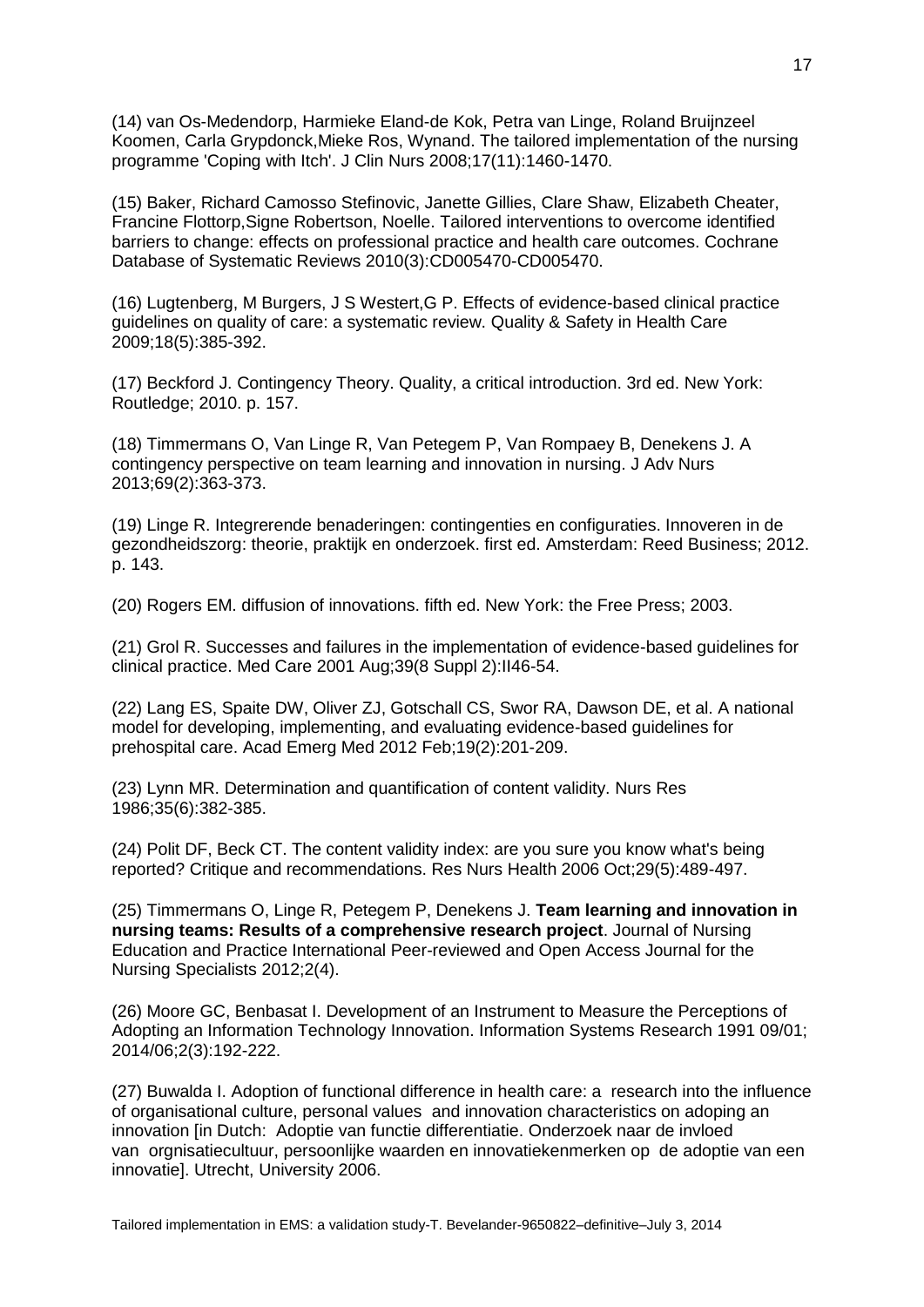(14) van Os-Medendorp, Harmieke Eland-de Kok, Petra van Linge, Roland Bruijnzeel Koomen, Carla Grypdonck,Mieke Ros, Wynand. The tailored implementation of the nursing programme 'Coping with Itch'. J Clin Nurs 2008;17(11):1460-1470.

(15) Baker, Richard Camosso Stefinovic, Janette Gillies, Clare Shaw, Elizabeth Cheater, Francine Flottorp,Signe Robertson, Noelle. Tailored interventions to overcome identified barriers to change: effects on professional practice and health care outcomes. Cochrane Database of Systematic Reviews 2010(3):CD005470-CD005470.

(16) Lugtenberg, M Burgers, J S Westert,G P. Effects of evidence-based clinical practice guidelines on quality of care: a systematic review. Quality & Safety in Health Care 2009;18(5):385-392.

(17) Beckford J. Contingency Theory. Quality, a critical introduction. 3rd ed. New York: Routledge; 2010. p. 157.

(18) Timmermans O, Van Linge R, Van Petegem P, Van Rompaey B, Denekens J. A contingency perspective on team learning and innovation in nursing. J Adv Nurs 2013;69(2):363-373.

(19) Linge R. Integrerende benaderingen: contingenties en configuraties. Innoveren in de gezondheidszorg: theorie, praktijk en onderzoek. first ed. Amsterdam: Reed Business; 2012. p. 143.

(20) Rogers EM. diffusion of innovations. fifth ed. New York: the Free Press; 2003.

(21) Grol R. Successes and failures in the implementation of evidence-based guidelines for clinical practice. Med Care 2001 Aug;39(8 Suppl 2):II46-54.

(22) Lang ES, Spaite DW, Oliver ZJ, Gotschall CS, Swor RA, Dawson DE, et al. A national model for developing, implementing, and evaluating evidence-based guidelines for prehospital care. Acad Emerg Med 2012 Feb;19(2):201-209.

(23) Lynn MR. Determination and quantification of content validity. Nurs Res 1986;35(6):382-385.

(24) Polit DF, Beck CT. The content validity index: are you sure you know what's being reported? Critique and recommendations. Res Nurs Health 2006 Oct;29(5):489-497.

(25) Timmermans O, Linge R, Petegem P, Denekens J. **Team learning and innovation in nursing teams: Results of a comprehensive research project**. Journal of Nursing Education and Practice International Peer-reviewed and Open Access Journal for the Nursing Specialists 2012;2(4).

(26) Moore GC, Benbasat I. Development of an Instrument to Measure the Perceptions of Adopting an Information Technology Innovation. Information Systems Research 1991 09/01; 2014/06;2(3):192-222.

(27) Buwalda I. Adoption of functional difference in health care: a research into the influence of organisational culture, personal values and innovation characteristics on adoping an innovation [in Dutch: Adoptie van functie differentiatie. Onderzoek naar de invloed van orgnisatiecultuur, persoonlijke waarden en innovatiekenmerken op de adoptie van een innovatie]. Utrecht, University 2006.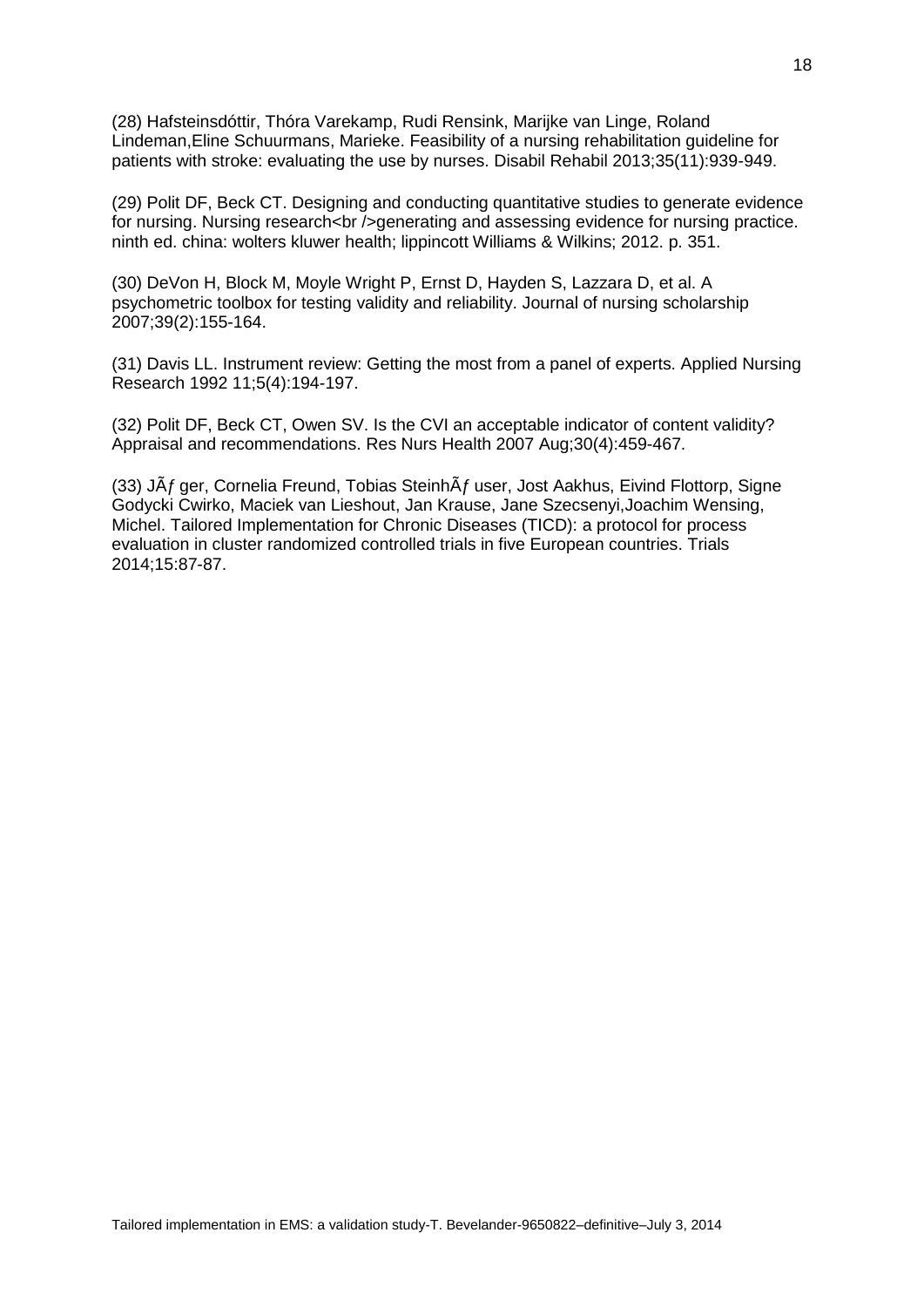(28) Hafsteinsdóttir, Thóra Varekamp, Rudi Rensink, Marijke van Linge, Roland Lindeman,Eline Schuurmans, Marieke. Feasibility of a nursing rehabilitation guideline for patients with stroke: evaluating the use by nurses. Disabil Rehabil 2013;35(11):939-949.

(29) Polit DF, Beck CT. Designing and conducting quantitative studies to generate evidence for nursing. Nursing research<br />generating and assessing evidence for nursing practice. ninth ed. china: wolters kluwer health; lippincott Williams & Wilkins; 2012. p. 351.

(30) DeVon H, Block M, Moyle Wright P, Ernst D, Hayden S, Lazzara D, et al. A psychometric toolbox for testing validity and reliability. Journal of nursing scholarship 2007;39(2):155-164.

(31) Davis LL. Instrument review: Getting the most from a panel of experts. Applied Nursing Research 1992 11;5(4):194-197.

(32) Polit DF, Beck CT, Owen SV. Is the CVI an acceptable indicator of content validity? Appraisal and recommendations. Res Nurs Health 2007 Aug;30(4):459-467.

(33) JÃƒ ger, Cornelia Freund, Tobias SteinhÃƒ user, Jost Aakhus, Eivind Flottorp, Signe Godycki Cwirko, Maciek van Lieshout, Jan Krause, Jane Szecsenyi,Joachim Wensing, Michel. Tailored Implementation for Chronic Diseases (TICD): a protocol for process evaluation in cluster randomized controlled trials in five European countries. Trials 2014;15:87-87.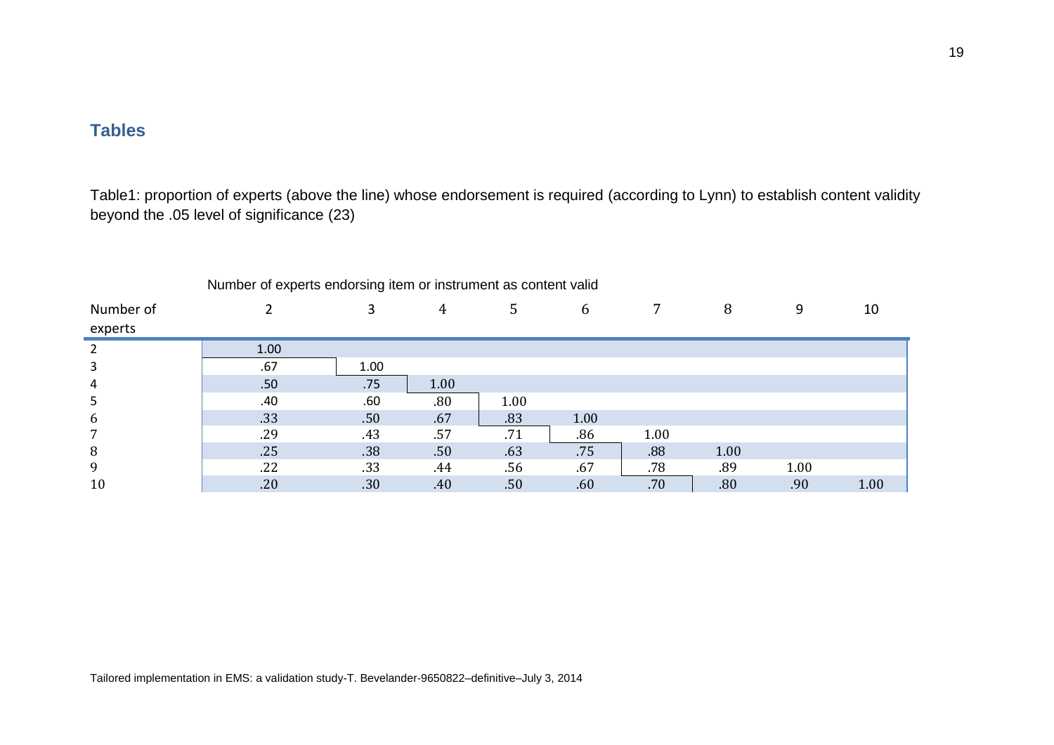## Tables

Table1: proportion of experts (above the line) whose endorsement is required (according to Lynn) to establish content validity beyond the .05 level of significance (23)

| | Number of experts endorsing item or instrument as content valid | | | | | | | | |
|---|---|---|---|---|---|---|---|---|---|
| Number of experts | 2 | 3 | 4 | 5 | 6 | 7 | 8 | 9 | 10 |
| 2 | 1.00 | | | | | | | | |
| 3 | .67 | 1.00 | | | | | | | |
| 4 | .50 | .75 | 1.00 | | | | | | |
| 5 | .40 | .60 | .80 | 1.00 | | | | | |
| 6 | .33 | .50 | .67 | .83 | 1.00 | | | | |
| 7 | .29 | .43 | .57 | .71 | .86 | 1.00 | | | |
| 8 | .25 | .38 | .50 | .63 | .75 | .88 | 1.00 | | |
| 9 | .22 | .33 | .44 | .56 | .67 | .78 | .89 | 1.00 | |
| 10 | .20 | .30 | .40 | .50 | .60 | .70 | .80 | .90 | 1.00 |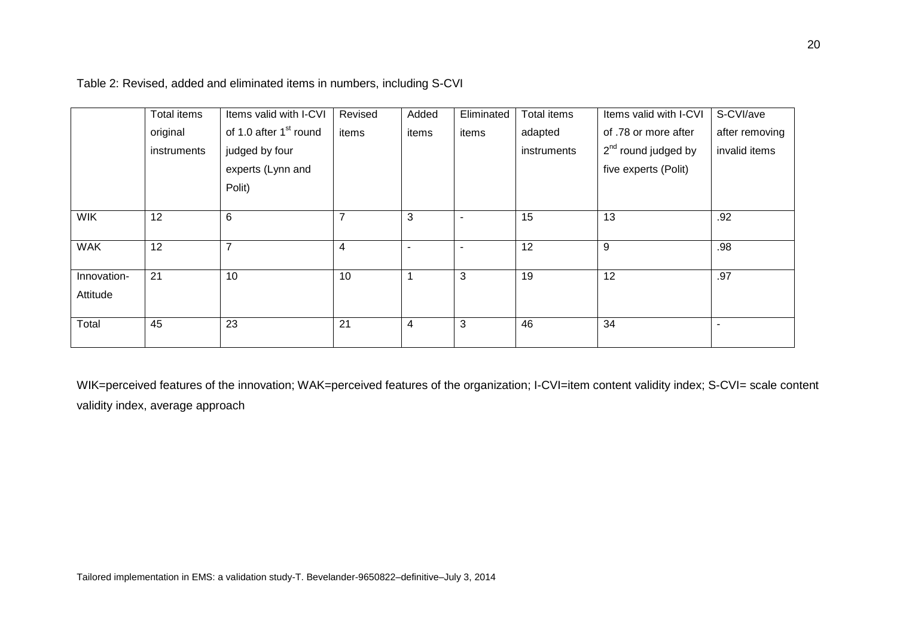Table 2: Revised, added and eliminated items in numbers, including S-CVI

| | Total items original instruments | Items valid with I-CVI of 1.0 after 1st round judged by four experts (Lynn and Polit) | Revised items | Added items | Eliminated items | Total items adapted instruments | Items valid with I-CVI of .78 or more after 2nd round judged by five experts (Polit) | S-CVI/ave after removing invalid items |
|---|---|---|---|---|---|---|---|---|
| WIK | 12 | 6 | 7 | 3 | - | 15 | 13 | .92 |
| WAK | 12 | 7 | 4 | - | - | 12 | 9 | .98 |
| Innovation-Attitude | 21 | 10 | 10 | 1 | 3 | 19 | 12 | .97 |
| Total | 45 | 23 | 21 | 4 | 3 | 46 | 34 | - |

WIK=perceived features of the innovation; WAK=perceived features of the organization; I-CVI=item content validity index; S-CVI= scale content validity index, average approach

Tailored implementation in EMS: a validation study-T. Bevelander-9650822–definitive–July 3, 2014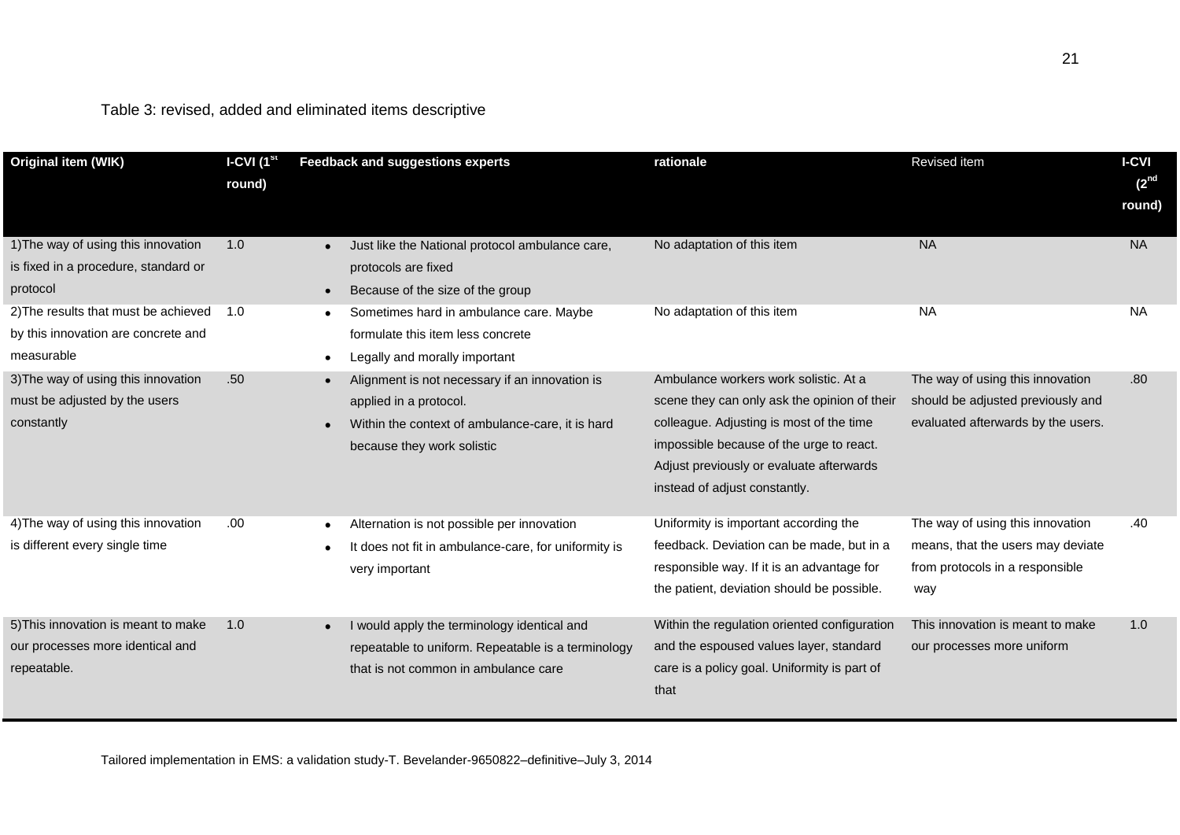Table 3: revised, added and eliminated items descriptive

| Original item (WIK) | I-CVI (1st round) | Feedback and suggestions experts | rationale | Revised item | I-CVI (2nd round) |
|---|---|---|---|---|---|
| 1)The way of using this innovation is fixed in a procedure, standard or protocol | 1.0 | • Just like the National protocol ambulance care, protocols are fixed<br>• Because of the size of the group | No adaptation of this item | NA | NA |
| 2)The results that must be achieved by this innovation are concrete and measurable | 1.0 | • Sometimes hard in ambulance care. Maybe formulate this item less concrete<br>• Legally and morally important | No adaptation of this item | NA | NA |
| 3)The way of using this innovation must be adjusted by the users constantly | .50 | • Alignment is not necessary if an innovation is applied in a protocol.<br>• Within the context of ambulance-care, it is hard because they work solistic | Ambulance workers work solistic. At a scene they can only ask the opinion of their colleague. Adjusting is most of the time impossible because of the urge to react. Adjust previously or evaluate afterwards instead of adjust constantly. | The way of using this innovation should be adjusted previously and evaluated afterwards by the users. | .80 |
| 4)The way of using this innovation is different every single time | .00 | • Alternation is not possible per innovation<br>• It does not fit in ambulance-care, for uniformity is very important | Uniformity is important according the feedback. Deviation can be made, but in a responsible way. If it is an advantage for the patient, deviation should be possible. | The way of using this innovation means, that the users may deviate from protocols in a responsible way | .40 |
| 5)This innovation is meant to make our processes more identical and repeatable. | 1.0 | • I would apply the terminology identical and repeatable to uniform. Repeatable is a terminology that is not common in ambulance care | Within the regulation oriented configuration and the espoused values layer, standard care is a policy goal. Uniformity is part of that | This innovation is meant to make our processes more uniform | 1.0 |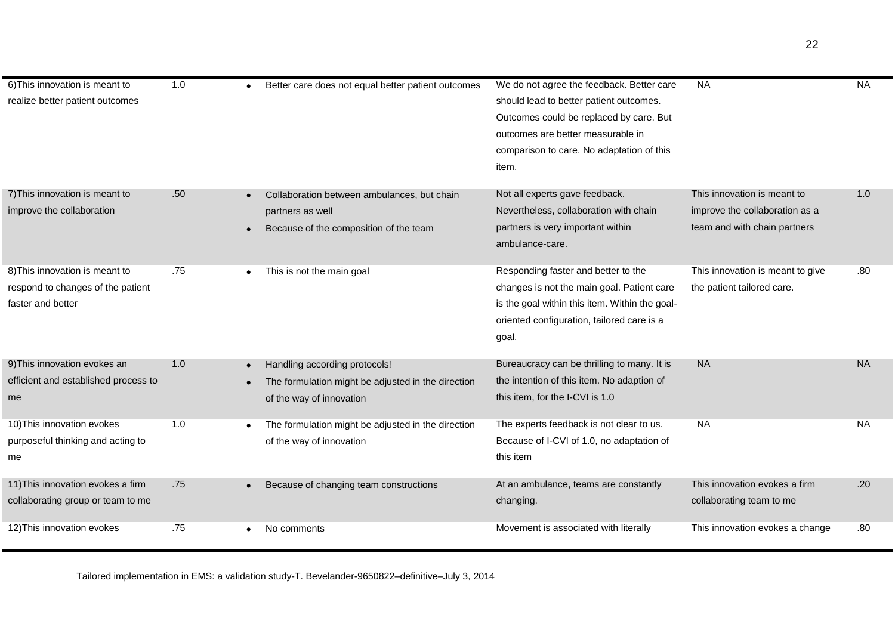| | | | | | |
|---|---|---|---|---|---|
| 6)This innovation is meant to realize better patient outcomes | 1.0 | • Better care does not equal better patient outcomes | We do not agree the feedback. Better care should lead to better patient outcomes. Outcomes could be replaced by care. But outcomes are better measurable in comparison to care. No adaptation of this item. | NA | NA |
| 7)This innovation is meant to improve the collaboration | .50 | • Collaboration between ambulances, but chain partners as well<br>• Because of the composition of the team | Not all experts gave feedback. Nevertheless, collaboration with chain partners is very important within ambulance-care. | This innovation is meant to improve the collaboration as a team and with chain partners | 1.0 |
| 8)This innovation is meant to respond to changes of the patient faster and better | .75 | • This is not the main goal | Responding faster and better to the changes is not the main goal. Patient care is the goal within this item. Within the goal-oriented configuration, tailored care is a goal. | This innovation is meant to give the patient tailored care. | .80 |
| 9)This innovation evokes an efficient and established process to me | 1.0 | • Handling according protocols!<br>• The formulation might be adjusted in the direction of the way of innovation | Bureaucracy can be thrilling to many. It is the intention of this item. No adaption of this item, for the I-CVI is 1.0 | NA | NA |
| 10)This innovation evokes purposeful thinking and acting to me | 1.0 | • The formulation might be adjusted in the direction of the way of innovation | The experts feedback is not clear to us. Because of I-CVI of 1.0, no adaptation of this item | NA | NA |
| 11)This innovation evokes a firm collaborating group or team to me | .75 | • Because of changing team constructions | At an ambulance, teams are constantly changing. | This innovation evokes a firm collaborating team to me | .20 |
| 12)This innovation evokes | .75 | • No comments | Movement is associated with literally | This innovation evokes a change | .80 |

Tailored implementation in EMS: a validation study-T. Bevelander-9650822–definitive–July 3, 2014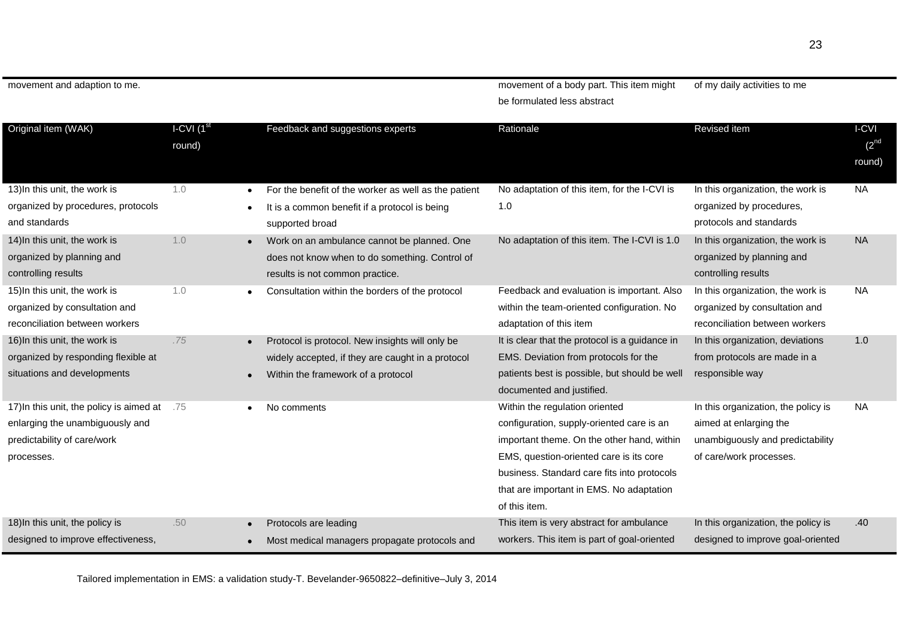| movement and adaption to me. | | | movement of a body part. This item might be formulated less abstract | of my daily activities to me | |
|---|---|---|---|---|---|
| **Original item (WAK)** | **I-CVI (1st round)** | **Feedback and suggestions experts** | **Rationale** | **Revised item** | **I-CVI (2nd round)** |
| 13)In this unit, the work is organized by procedures, protocols and standards | 1.0 | • For the benefit of the worker as well as the patient<br>• It is a common benefit if a protocol is being supported broad | No adaptation of this item, for the I-CVI is 1.0 | In this organization, the work is organized by procedures, protocols and standards | NA |
| 14)In this unit, the work is organized by planning and controlling results | 1.0 | • Work on an ambulance cannot be planned. One does not know when to do something. Control of results is not common practice. | No adaptation of this item. The I-CVI is 1.0 | In this organization, the work is organized by planning and controlling results | NA |
| 15)In this unit, the work is organized by consultation and reconciliation between workers | 1.0 | • Consultation within the borders of the protocol | Feedback and evaluation is important. Also within the team-oriented configuration. No adaptation of this item | In this organization, the work is organized by consultation and reconciliation between workers | NA |
| 16)In this unit, the work is organized by responding flexible at situations and developments | .75 | • Protocol is protocol. New insights will only be widely accepted, if they are caught in a protocol<br>• Within the framework of a protocol | It is clear that the protocol is a guidance in EMS. Deviation from protocols for the patients best is possible, but should be well documented and justified. | In this organization, deviations from protocols are made in a responsible way | 1.0 |
| 17)In this unit, the policy is aimed at enlarging the unambiguously and predictability of care/work processes. | .75 | • No comments | Within the regulation oriented configuration, supply-oriented care is an important theme. On the other hand, within EMS, question-oriented care is its core business. Standard care fits into protocols that are important in EMS. No adaptation of this item. | In this organization, the policy is aimed at enlarging the unambiguously and predictability of care/work processes. | NA |
| 18)In this unit, the policy is designed to improve effectiveness, | .50 | • Protocols are leading<br>• Most medical managers propagate protocols and | This item is very abstract for ambulance workers. This item is part of goal-oriented | In this organization, the policy is designed to improve goal-oriented | .40 |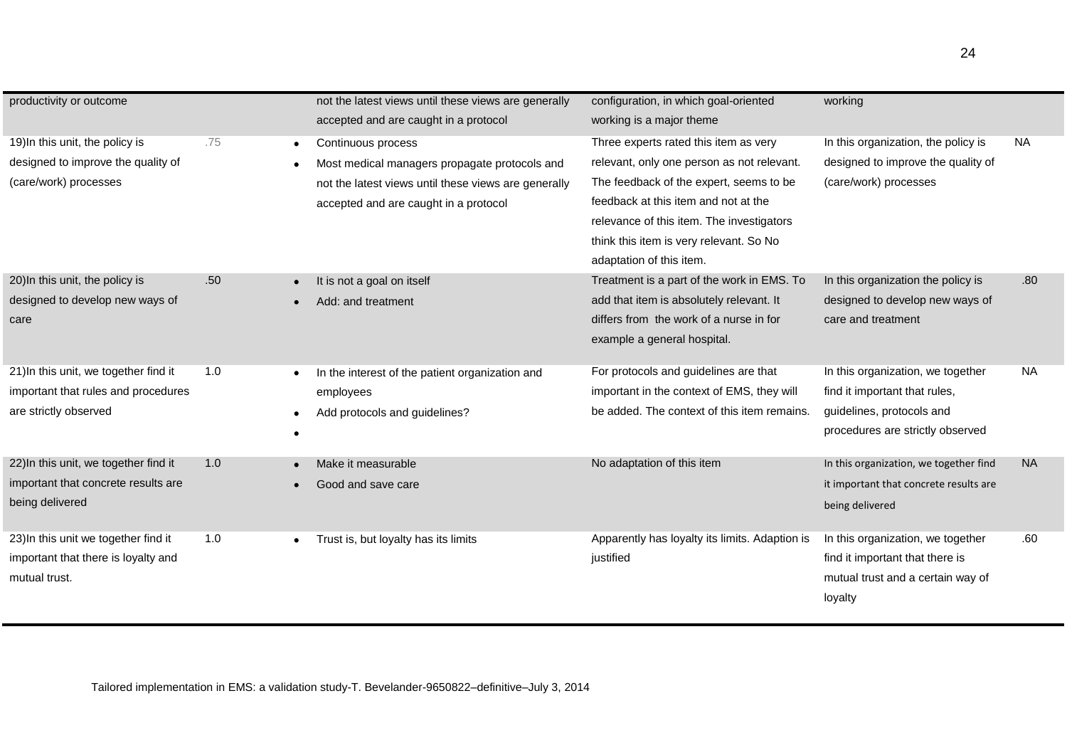| | | | | | |
|---|---|---|---|---|---|
| productivity or outcome | | not the latest views until these views are generally accepted and are caught in a protocol | configuration, in which goal-oriented working is a major theme | working | |
| 19)In this unit, the policy is designed to improve the quality of (care/work) processes | .75 | • Continuous process<br>• Most medical managers propagate protocols and not the latest views until these views are generally accepted and are caught in a protocol | Three experts rated this item as very relevant, only one person as not relevant. The feedback of the expert, seems to be feedback at this item and not at the relevance of this item. The investigators think this item is very relevant. So No adaptation of this item. | In this organization, the policy is designed to improve the quality of (care/work) processes | NA |
| 20)In this unit, the policy is designed to develop new ways of care | .50 | • It is not a goal on itself<br>• Add: and treatment | Treatment is a part of the work in EMS. To add that item is absolutely relevant. It differs from the work of a nurse in for example a general hospital. | In this organization the policy is designed to develop new ways of care and treatment | .80 |
| 21)In this unit, we together find it important that rules and procedures are strictly observed | 1.0 | • In the interest of the patient organization and employees<br>• Add protocols and guidelines?<br>• | For protocols and guidelines are that important in the context of EMS, they will be added. The context of this item remains. | In this organization, we together find it important that rules, guidelines, protocols and procedures are strictly observed | NA |
| 22)In this unit, we together find it important that concrete results are being delivered | 1.0 | • Make it measurable<br>• Good and save care | No adaptation of this item | In this organization, we together find it important that concrete results are being delivered | NA |
| 23)In this unit we together find it important that there is loyalty and mutual trust. | 1.0 | • Trust is, but loyalty has its limits | Apparently has loyalty its limits. Adaption is justified | In this organization, we together find it important that there is mutual trust and a certain way of loyalty | .60 |

Tailored implementation in EMS: a validation study-T. Bevelander-9650822–definitive–July 3, 2014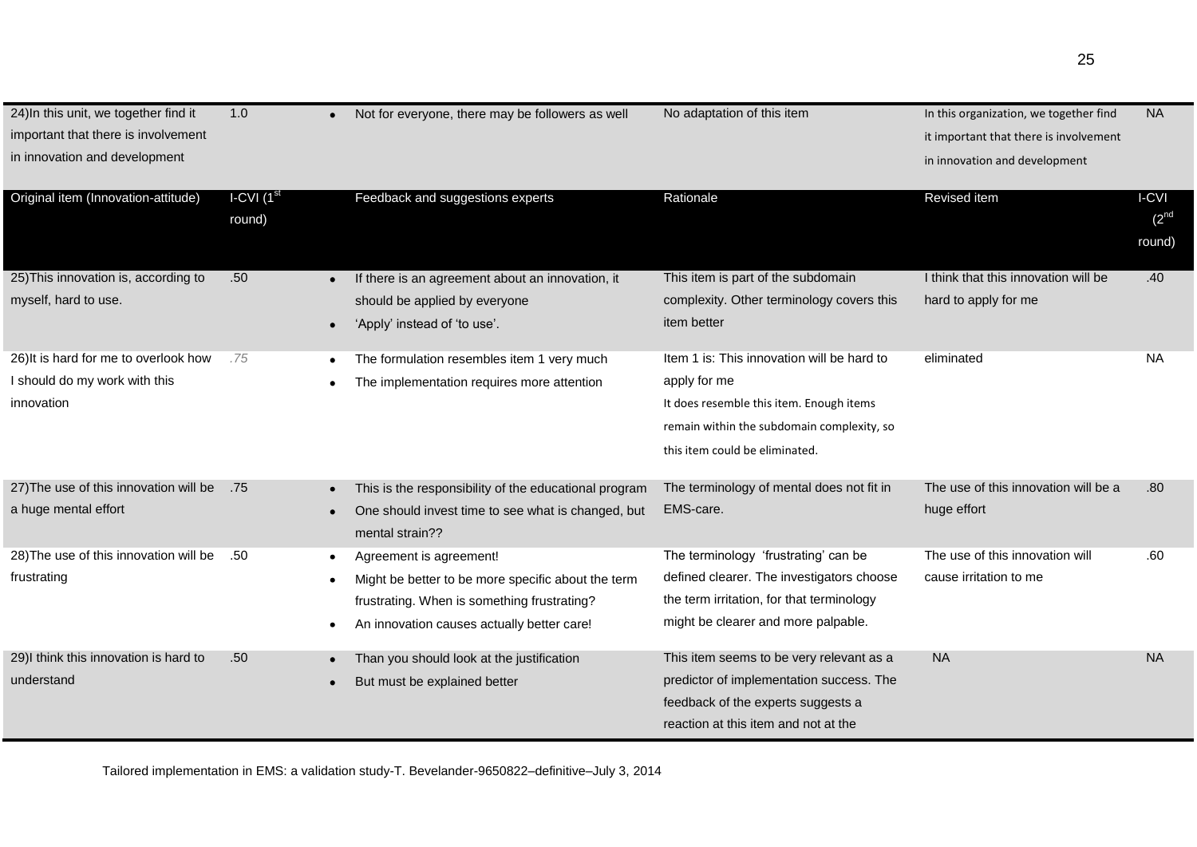| 24)In this unit, we together find it important that there is involvement in innovation and development | 1.0 | • Not for everyone, there may be followers as well | No adaptation of this item | In this organization, we together find it important that there is involvement in innovation and development | NA |
|---|---|---|---|---|---|
| **Original item (Innovation-attitude)** | **I-CVI (1st round)** | **Feedback and suggestions experts** | **Rationale** | **Revised item** | **I-CVI (2nd round)** |
| 25)This innovation is, according to myself, hard to use. | .50 | • If there is an agreement about an innovation, it should be applied by everyone<br>• 'Apply' instead of 'to use'. | This item is part of the subdomain complexity. Other terminology covers this item better | I think that this innovation will be hard to apply for me | .40 |
| 26)It is hard for me to overlook how I should do my work with this innovation | .75 | • The formulation resembles item 1 very much<br>• The implementation requires more attention | Item 1 is: This innovation will be hard to apply for me<br>It does resemble this item. Enough items remain within the subdomain complexity, so this item could be eliminated. | eliminated | NA |
| 27)The use of this innovation will be a huge mental effort | .75 | • This is the responsibility of the educational program<br>• One should invest time to see what is changed, but mental strain?? | The terminology of mental does not fit in EMS-care. | The use of this innovation will be a huge effort | .80 |
| 28)The use of this innovation will be frustrating | .50 | • Agreement is agreement!<br>• Might be better to be more specific about the term frustrating. When is something frustrating?<br>• An innovation causes actually better care! | The terminology 'frustrating' can be defined clearer. The investigators choose the term irritation, for that terminology might be clearer and more palpable. | The use of this innovation will cause irritation to me | .60 |
| 29)I think this innovation is hard to understand | .50 | • Than you should look at the justification<br>• But must be explained better | This item seems to be very relevant as a predictor of implementation success. The feedback of the experts suggests a reaction at this item and not at the | NA | NA |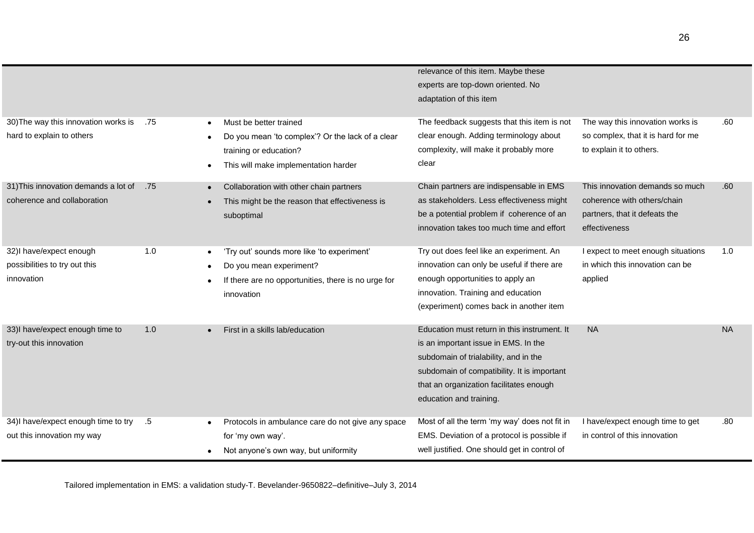| | | | | | |
|---|---|---|---|---|---|
| | | | relevance of this item. Maybe these experts are top-down oriented. No adaptation of this item | | |
| 30)The way this innovation works is hard to explain to others | .75 | • Must be better trained<br>• Do you mean 'to complex'? Or the lack of a clear training or education?<br>• This will make implementation harder | The feedback suggests that this item is not clear enough. Adding terminology about complexity, will make it probably more clear | The way this innovation works is so complex, that it is hard for me to explain it to others. | .60 |
| 31)This innovation demands a lot of coherence and collaboration | .75 | • Collaboration with other chain partners<br>• This might be the reason that effectiveness is suboptimal | Chain partners are indispensable in EMS as stakeholders. Less effectiveness might be a potential problem if coherence of an innovation takes too much time and effort | This innovation demands so much coherence with others/chain partners, that it defeats the effectiveness | .60 |
| 32)I have/expect enough possibilities to try out this innovation | 1.0 | • 'Try out' sounds more like 'to experiment'<br>• Do you mean experiment?<br>• If there are no opportunities, there is no urge for innovation | Try out does feel like an experiment. An innovation can only be useful if there are enough opportunities to apply an innovation. Training and education (experiment) comes back in another item | I expect to meet enough situations in which this innovation can be applied | 1.0 |
| 33)I have/expect enough time to try-out this innovation | 1.0 | • First in a skills lab/education | Education must return in this instrument. It is an important issue in EMS. In the subdomain of trialability, and in the subdomain of compatibility. It is important that an organization facilitates enough education and training. | NA | NA |
| 34)I have/expect enough time to try out this innovation my way | .5 | • Protocols in ambulance care do not give any space for 'my own way'.<br>• Not anyone's own way, but uniformity | Most of all the term 'my way' does not fit in EMS. Deviation of a protocol is possible if well justified. One should get in control of | I have/expect enough time to get in control of this innovation | .80 |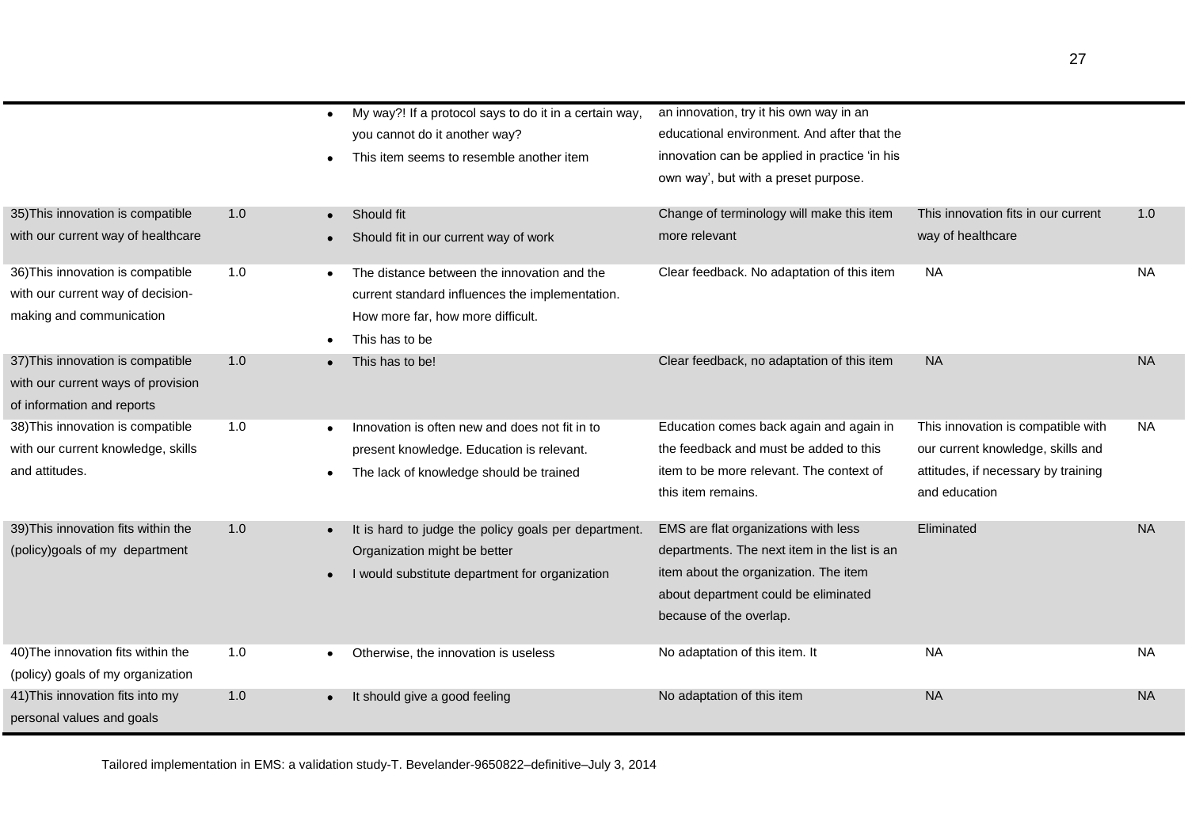| | | | | | |
|---|---|---|---|---|---|
| | | • My way?! If a protocol says to do it in a certain way, you cannot do it another way?<br>• This item seems to resemble another item | an innovation, try it his own way in an educational environment. And after that the innovation can be applied in practice 'in his own way', but with a preset purpose. | | |
| 35)This innovation is compatible with our current way of healthcare | 1.0 | • Should fit<br>• Should fit in our current way of work | Change of terminology will make this item more relevant | This innovation fits in our current way of healthcare | 1.0 |
| 36)This innovation is compatible with our current way of decision-making and communication | 1.0 | • The distance between the innovation and the current standard influences the implementation. How more far, how more difficult.<br>• This has to be | Clear feedback. No adaptation of this item | NA | NA |
| 37)This innovation is compatible with our current ways of provision of information and reports | 1.0 | • This has to be! | Clear feedback, no adaptation of this item | NA | NA |
| 38)This innovation is compatible with our current knowledge, skills and attitudes. | 1.0 | • Innovation is often new and does not fit in to present knowledge. Education is relevant.<br>• The lack of knowledge should be trained | Education comes back again and again in the feedback and must be added to this item to be more relevant. The context of this item remains. | This innovation is compatible with our current knowledge, skills and attitudes, if necessary by training and education | NA |
| 39)This innovation fits within the (policy)goals of my department | 1.0 | • It is hard to judge the policy goals per department. Organization might be better<br>• I would substitute department for organization | EMS are flat organizations with less departments. The next item in the list is an item about the organization. The item about department could be eliminated because of the overlap. | Eliminated | NA |
| 40)The innovation fits within the (policy) goals of my organization | 1.0 | • Otherwise, the innovation is useless | No adaptation of this item. It | NA | NA |
| 41)This innovation fits into my personal values and goals | 1.0 | • It should give a good feeling | No adaptation of this item | NA | NA |

Tailored implementation in EMS: a validation study-T. Bevelander-9650822–definitive–July 3, 2014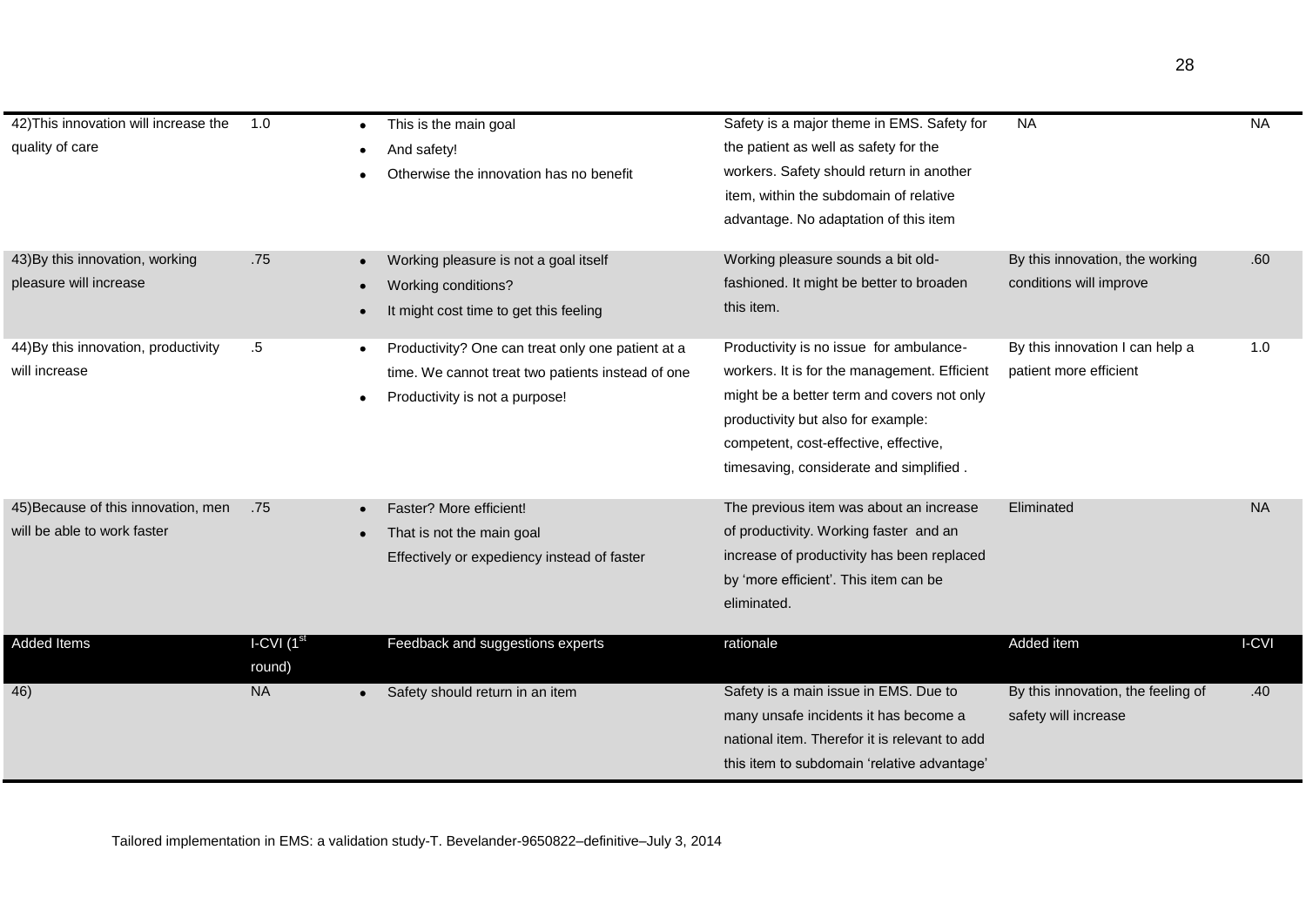| 42)This innovation will increase the quality of care | 1.0 | • This is the main goal<br>• And safety!<br>• Otherwise the innovation has no benefit | Safety is a major theme in EMS. Safety for the patient as well as safety for the workers. Safety should return in another item, within the subdomain of relative advantage. No adaptation of this item | NA | NA |
|---|---|---|---|---|---|
| 43)By this innovation, working pleasure will increase | .75 | • Working pleasure is not a goal itself<br>• Working conditions?<br>• It might cost time to get this feeling | Working pleasure sounds a bit old-fashioned. It might be better to broaden this item. | By this innovation, the working conditions will improve | .60 |
| 44)By this innovation, productivity will increase | .5 | • Productivity? One can treat only one patient at a time. We cannot treat two patients instead of one<br>• Productivity is not a purpose! | Productivity is no issue for ambulance-workers. It is for the management. Efficient might be a better term and covers not only productivity but also for example: competent, cost-effective, effective, timesaving, considerate and simplified . | By this innovation I can help a patient more efficient | 1.0 |
| 45)Because of this innovation, men will be able to work faster | .75 | • Faster? More efficient!<br>• That is not the main goal<br>Effectively or expediency instead of faster | The previous item was about an increase of productivity. Working faster and an increase of productivity has been replaced by 'more efficient'. This item can be eliminated. | Eliminated | NA |
| **Added Items** | **I-CVI (1st round)** | **Feedback and suggestions experts** | **rationale** | **Added item** | **I-CVI** |
| 46) | NA | • Safety should return in an item | Safety is a main issue in EMS. Due to many unsafe incidents it has become a national item. Therefor it is relevant to add this item to subdomain 'relative advantage' | By this innovation, the feeling of safety will increase | .40 |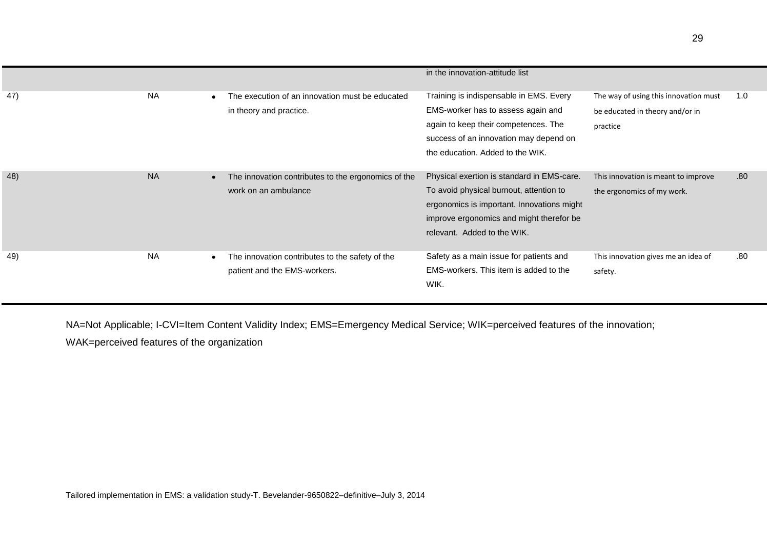| | | | | | |
|---|---|---|---|---|---|
| | | | in the innovation-attitude list | | |
| 47) | NA | • The execution of an innovation must be educated in theory and practice. | Training is indispensable in EMS. Every EMS-worker has to assess again and again to keep their competences. The success of an innovation may depend on the education. Added to the WIK. | The way of using this innovation must be educated in theory and/or in practice | 1.0 |
| 48) | NA | • The innovation contributes to the ergonomics of the work on an ambulance | Physical exertion is standard in EMS-care. To avoid physical burnout, attention to ergonomics is important. Innovations might improve ergonomics and might therefor be relevant. Added to the WIK. | This innovation is meant to improve the ergonomics of my work. | .80 |
| 49) | NA | • The innovation contributes to the safety of the patient and the EMS-workers. | Safety as a main issue for patients and EMS-workers. This item is added to the WIK. | This innovation gives me an idea of safety. | .80 |

NA=Not Applicable; I-CVI=Item Content Validity Index; EMS=Emergency Medical Service; WIK=perceived features of the innovation; WAK=perceived features of the organization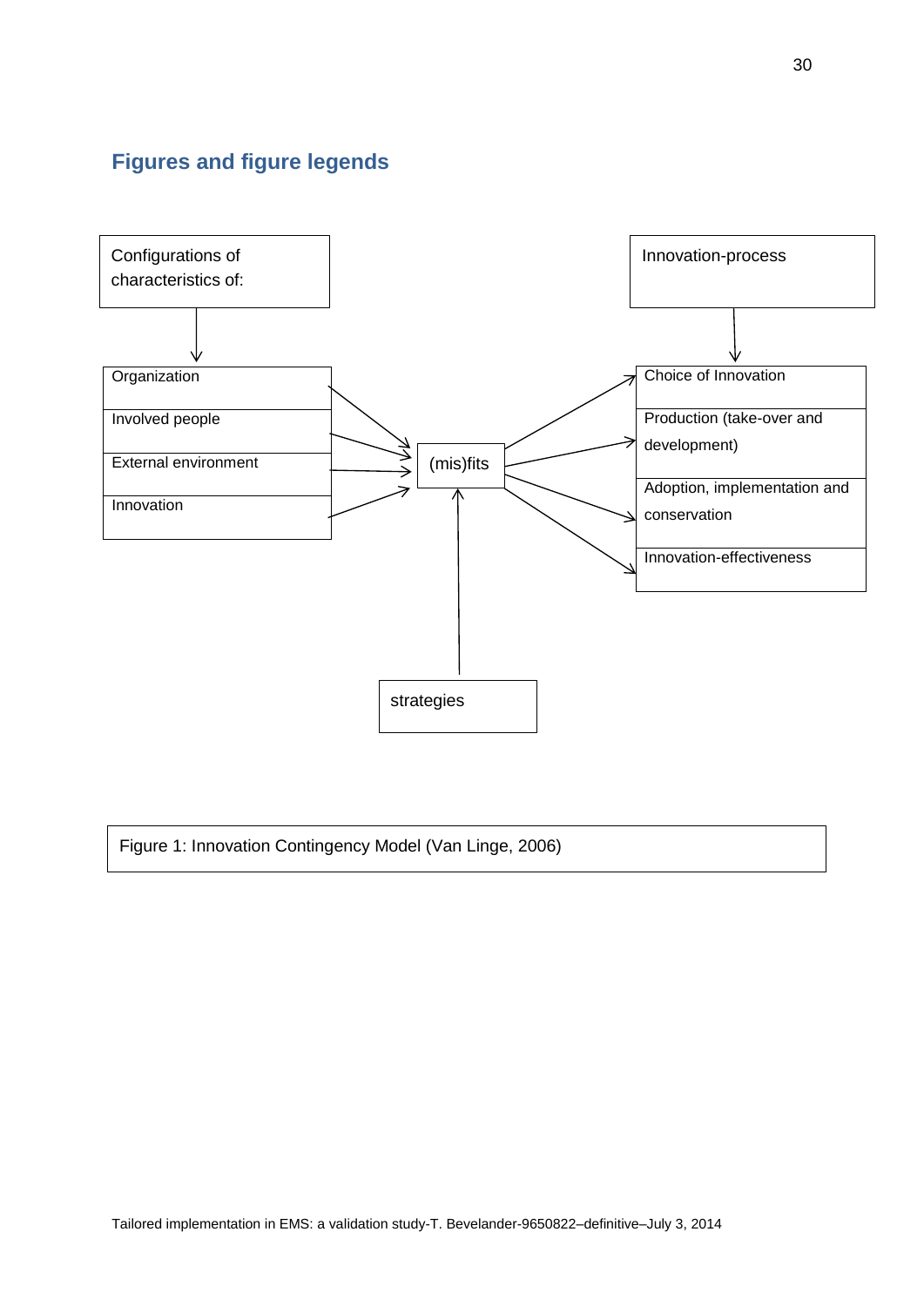## Figures and figure legends

Configurations of characteristics of:

- Organization
- Involved people
- External environment
- Innovation

(mis)fits

strategies

Innovation-process

- Choice of Innovation
- Production (take-over and development)
- Adoption, implementation and conservation
- Innovation-effectiveness

Figure 1: Innovation Contingency Model (Van Linge, 2006)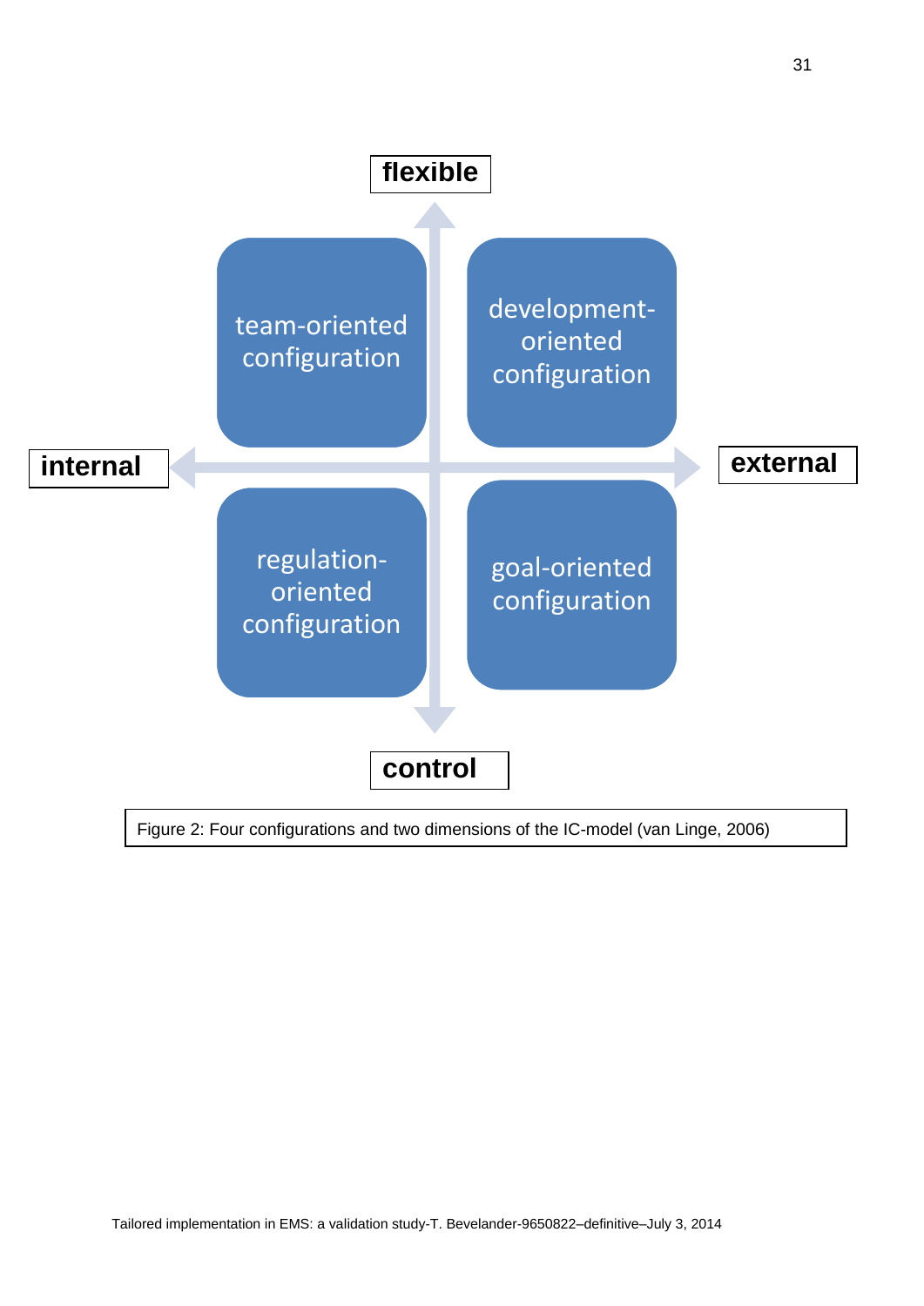flexible

team-oriented configuration

development-oriented configuration

internal

external

regulation-oriented configuration

goal-oriented configuration

control

Figure 2: Four configurations and two dimensions of the IC-model (van Linge, 2006)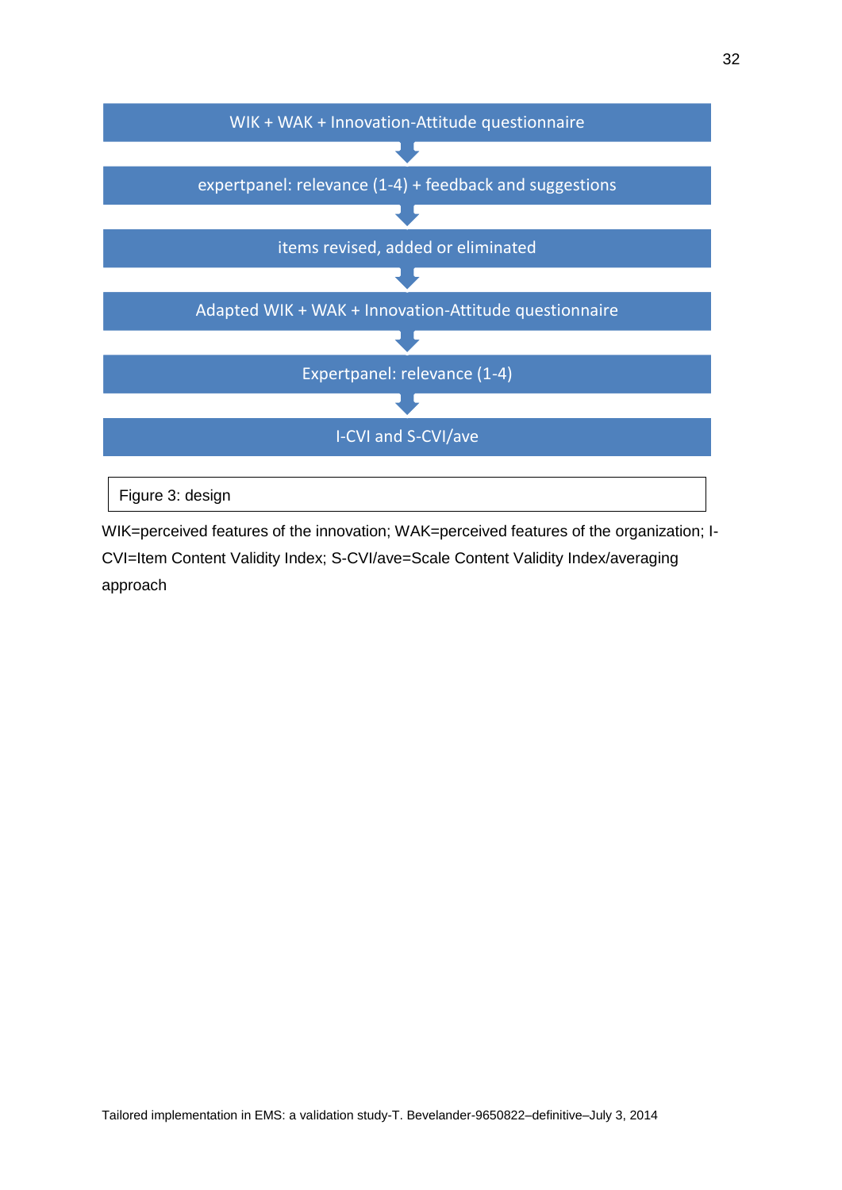WIK + WAK + Innovation-Attitude questionnaire

↓

expertpanel: relevance (1-4) + feedback and suggestions

↓

items revised, added or eliminated

↓

Adapted WIK + WAK + Innovation-Attitude questionnaire

↓

Expertpanel: relevance (1-4)

↓

I-CVI and S-CVI/ave

Figure 3: design

WIK=perceived features of the innovation; WAK=perceived features of the organization; I-CVI=Item Content Validity Index; S-CVI/ave=Scale Content Validity Index/averaging approach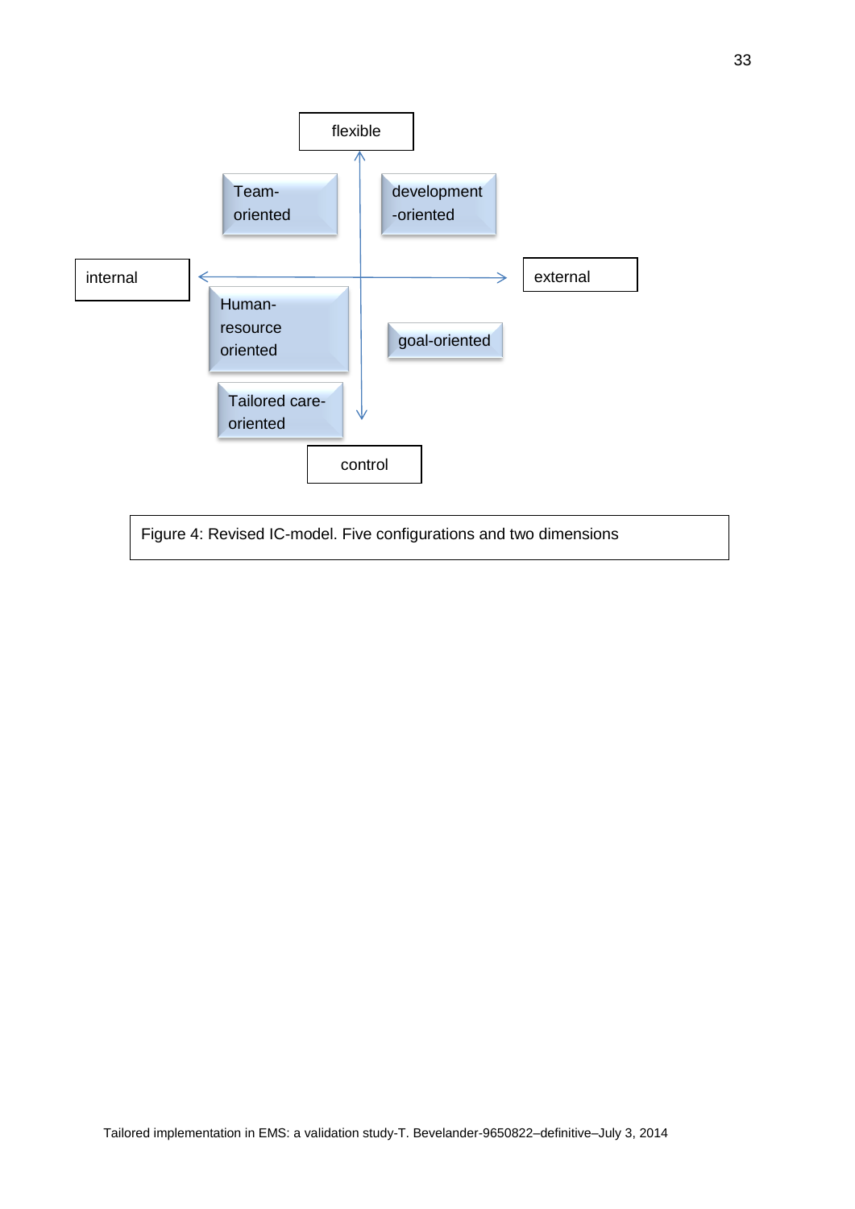flexible

Team-oriented

development-oriented

internal

external

Human-resource oriented

goal-oriented

Tailored care-oriented

control

Figure 4: Revised IC-model. Five configurations and two dimensions